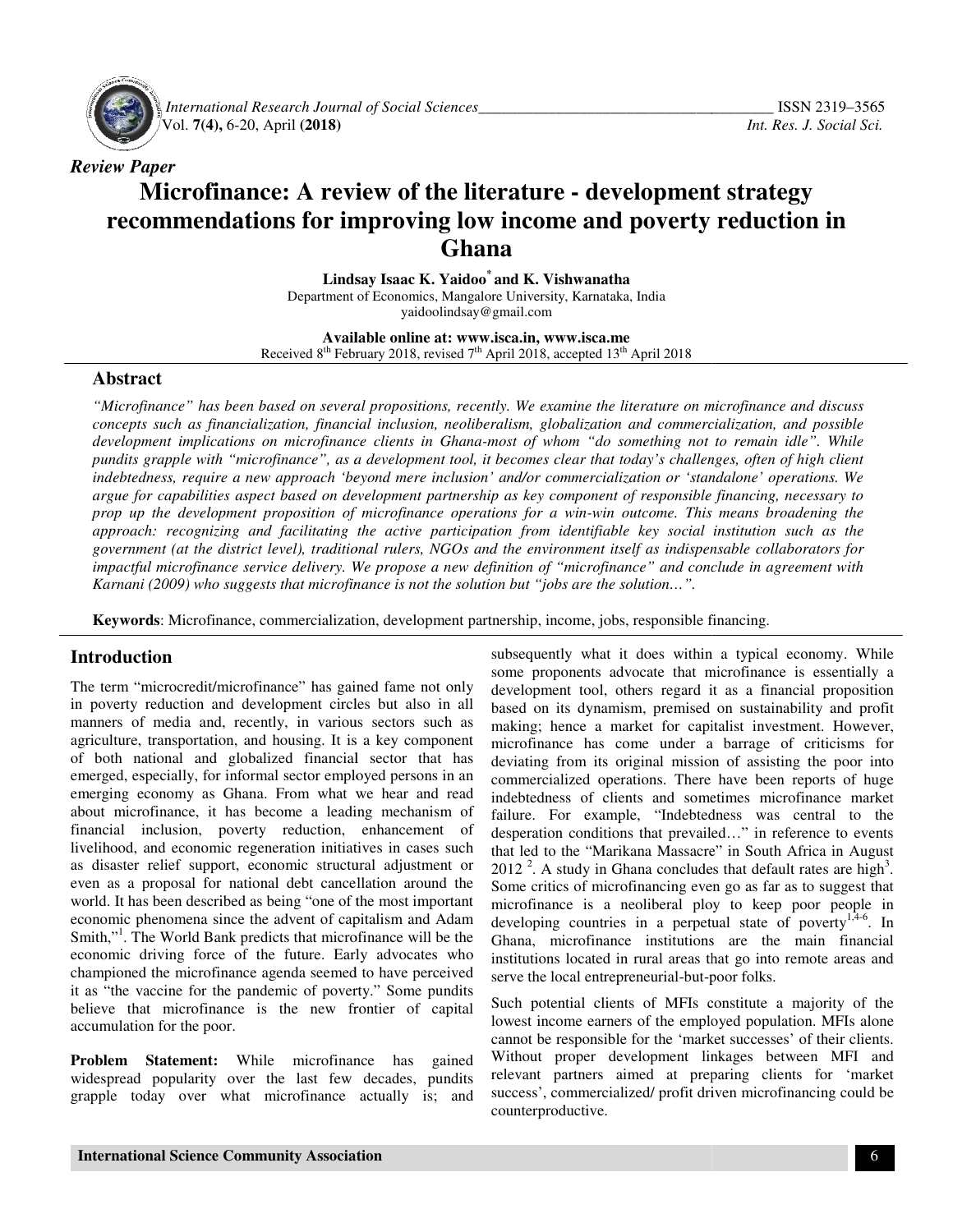*Review Paper*

# Microfinance: A review of the literature - development strategy recommendations for improving low income and poverty reduction in Ghana

**Lindsay Isaac K. Yaidoo[*] and K. Vishwanatha**

Department of Economics, Mangalore University, Karnataka, India
yaidoolindsay@gmail.com

**Available online at: www.isca.in, www.isca.me**
Received 8th February 2018, revised 7th April 2018, accepted 13th April 2018

## Abstract

*"Microfinance" has been based on several propositions, recently. We examine the literature on microfinance and discuss concepts such as financialization, financial inclusion, neoliberalism, globalization and commercialization, and possible development implications on microfinance clients in Ghana-most of whom "do something not to remain idle". While pundits grapple with "microfinance", as a development tool, it becomes clear that today's challenges, often of high client indebtedness, require a new approach 'beyond mere inclusion' and/or commercialization or 'standalone' operations. We argue for capabilities aspect based on development partnership as key component of responsible financing, necessary to prop up the development proposition of microfinance operations for a win-win outcome. This means broadening the approach: recognizing and facilitating the active participation from identifiable key social institution such as the government (at the district level), traditional rulers, NGOs and the environment itself as indispensable collaborators for impactful microfinance service delivery. We propose a new definition of "microfinance" and conclude in agreement with Karnani (2009) who suggests that microfinance is not the solution but "jobs are the solution…".*

**Keywords**: Microfinance, commercialization, development partnership, income, jobs, responsible financing.

## Introduction

The term "microcredit/microfinance" has gained fame not only in poverty reduction and development circles but also in all manners of media and, recently, in various sectors such as agriculture, transportation, and housing. It is a key component of both national and globalized financial sector that has emerged, especially, for informal sector employed persons in an emerging economy as Ghana. From what we hear and read about microfinance, it has become a leading mechanism of financial inclusion, poverty reduction, enhancement of livelihood, and economic regeneration initiatives in cases such as disaster relief support, economic structural adjustment or even as a proposal for national debt cancellation around the world. It has been described as being "one of the most important economic phenomena since the advent of capitalism and Adam Smith,"[1]. The World Bank predicts that microfinance will be the economic driving force of the future. Early advocates who championed the microfinance agenda seemed to have perceived it as "the vaccine for the pandemic of poverty." Some pundits believe that microfinance is the new frontier of capital accumulation for the poor.

**Problem Statement:** While microfinance has gained widespread popularity over the last few decades, pundits grapple today over what microfinance actually is; and subsequently what it does within a typical economy. While some proponents advocate that microfinance is essentially a development tool, others regard it as a financial proposition based on its dynamism, premised on sustainability and profit making; hence a market for capitalist investment. However, microfinance has come under a barrage of criticisms for deviating from its original mission of assisting the poor into commercialized operations. There have been reports of huge indebtedness of clients and sometimes microfinance market failure. For example, "Indebtedness was central to the desperation conditions that prevailed…" in reference to events that led to the "Marikana Massacre" in South Africa in August 2012 [2]. A study in Ghana concludes that default rates are high[3]. Some critics of microfinancing even go as far as to suggest that microfinance is a neoliberal ploy to keep poor people in developing countries in a perpetual state of poverty[1,4-6]. In Ghana, microfinance institutions are the main financial institutions located in rural areas that go into remote areas and serve the local entrepreneurial-but-poor folks.

Such potential clients of MFIs constitute a majority of the lowest income earners of the employed population. MFIs alone cannot be responsible for the 'market successes' of their clients. Without proper development linkages between MFI and relevant partners aimed at preparing clients for 'market success', commercialized/ profit driven microfinancing could be counterproductive.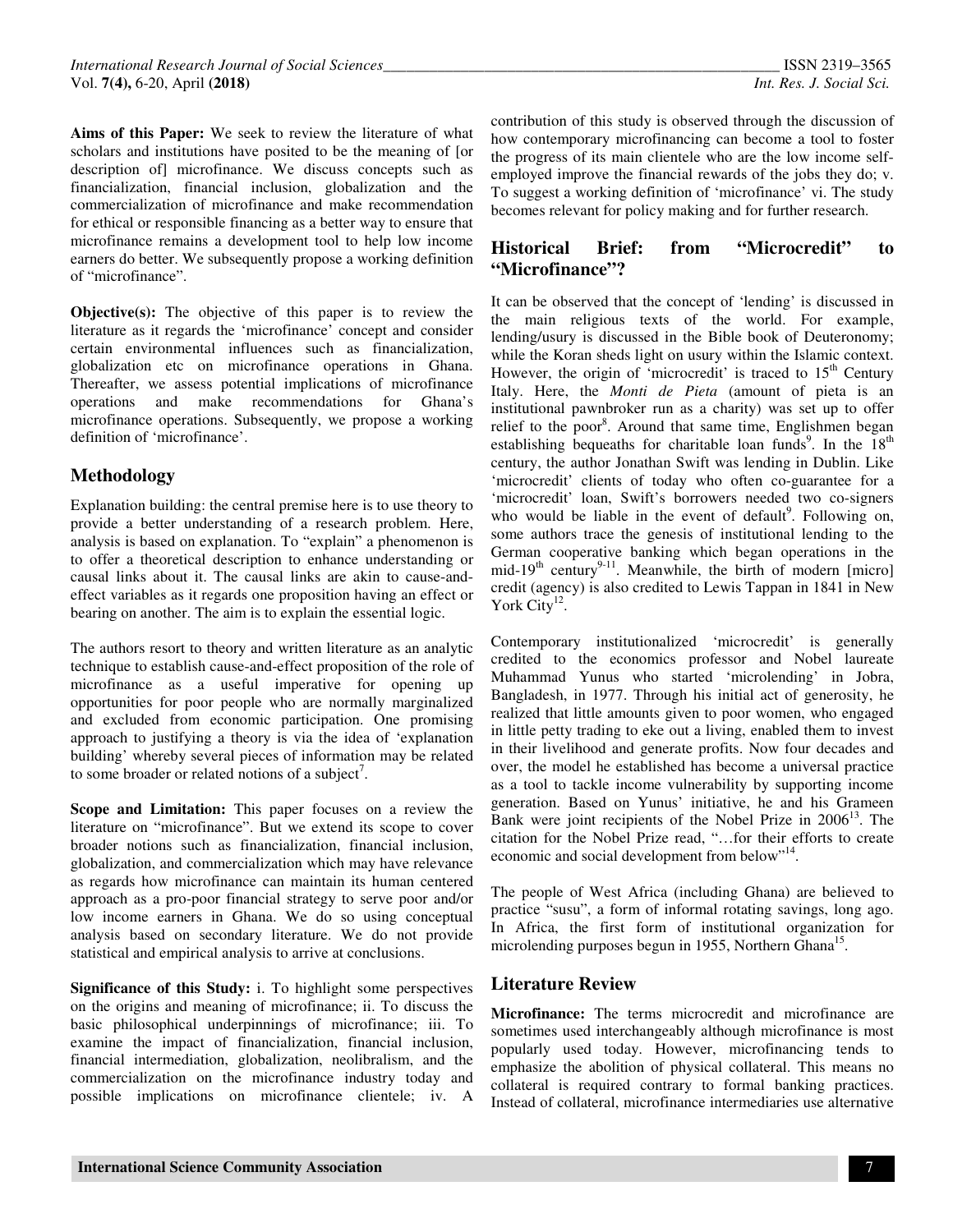**Aims of this Paper:** We seek to review the literature of what scholars and institutions have posited to be the meaning of [or description of] microfinance. We discuss concepts such as financialization, financial inclusion, globalization and the commercialization of microfinance and make recommendation for ethical or responsible financing as a better way to ensure that microfinance remains a development tool to help low income earners do better. We subsequently propose a working definition of "microfinance".

**Objective(s):** The objective of this paper is to review the literature as it regards the 'microfinance' concept and consider certain environmental influences such as financialization, globalization etc on microfinance operations in Ghana. Thereafter, we assess potential implications of microfinance operations and make recommendations for Ghana's microfinance operations. Subsequently, we propose a working definition of 'microfinance'.

## Methodology

Explanation building: the central premise here is to use theory to provide a better understanding of a research problem. Here, analysis is based on explanation. To "explain" a phenomenon is to offer a theoretical description to enhance understanding or causal links about it. The causal links are akin to cause-and-effect variables as it regards one proposition having an effect or bearing on another. The aim is to explain the essential logic.

The authors resort to theory and written literature as an analytic technique to establish cause-and-effect proposition of the role of microfinance as a useful imperative for opening up opportunities for poor people who are normally marginalized and excluded from economic participation. One promising approach to justifying a theory is via the idea of 'explanation building' whereby several pieces of information may be related to some broader or related notions of a subject[7].

**Scope and Limitation:** This paper focuses on a review the literature on "microfinance". But we extend its scope to cover broader notions such as financialization, financial inclusion, globalization, and commercialization which may have relevance as regards how microfinance can maintain its human centered approach as a pro-poor financial strategy to serve poor and/or low income earners in Ghana. We do so using conceptual analysis based on secondary literature. We do not provide statistical and empirical analysis to arrive at conclusions.

**Significance of this Study:** i. To highlight some perspectives on the origins and meaning of microfinance; ii. To discuss the basic philosophical underpinnings of microfinance; iii. To examine the impact of financialization, financial inclusion, financial intermediation, globalization, neolibralism, and the commercialization on the microfinance industry today and possible implications on microfinance clientele; iv. A contribution of this study is observed through the discussion of how contemporary microfinancing can become a tool to foster the progress of its main clientele who are the low income self-employed improve the financial rewards of the jobs they do; v. To suggest a working definition of 'microfinance' vi. The study becomes relevant for policy making and for further research.

## Historical Brief: from "Microcredit" to "Microfinance"?

It can be observed that the concept of 'lending' is discussed in the main religious texts of the world. For example, lending/usury is discussed in the Bible book of Deuteronomy; while the Koran sheds light on usury within the Islamic context. However, the origin of 'microcredit' is traced to 15th Century Italy. Here, the *Monti de Pieta* (amount of pieta is an institutional pawnbroker run as a charity) was set up to offer relief to the poor[8]. Around that same time, Englishmen began establishing bequeaths for charitable loan funds[9]. In the 18th century, the author Jonathan Swift was lending in Dublin. Like 'microcredit' clients of today who often co-guarantee for a 'microcredit' loan, Swift's borrowers needed two co-signers who would be liable in the event of default[9]. Following on, some authors trace the genesis of institutional lending to the German cooperative banking which began operations in the mid-19th century[9-11]. Meanwhile, the birth of modern [micro] credit (agency) is also credited to Lewis Tappan in 1841 in New York City[12].

Contemporary institutionalized 'microcredit' is generally credited to the economics professor and Nobel laureate Muhammad Yunus who started 'microlending' in Jobra, Bangladesh, in 1977. Through his initial act of generosity, he realized that little amounts given to poor women, who engaged in little petty trading to eke out a living, enabled them to invest in their livelihood and generate profits. Now four decades and over, the model he established has become a universal practice as a tool to tackle income vulnerability by supporting income generation. Based on Yunus' initiative, he and his Grameen Bank were joint recipients of the Nobel Prize in 2006[13]. The citation for the Nobel Prize read, "…for their efforts to create economic and social development from below"[14].

The people of West Africa (including Ghana) are believed to practice "susu", a form of informal rotating savings, long ago. In Africa, the first form of institutional organization for microlending purposes begun in 1955, Northern Ghana[15].

## Literature Review

**Microfinance:** The terms microcredit and microfinance are sometimes used interchangeably although microfinance is most popularly used today. However, microfinancing tends to emphasize the abolition of physical collateral. This means no collateral is required contrary to formal banking practices. Instead of collateral, microfinance intermediaries use alternative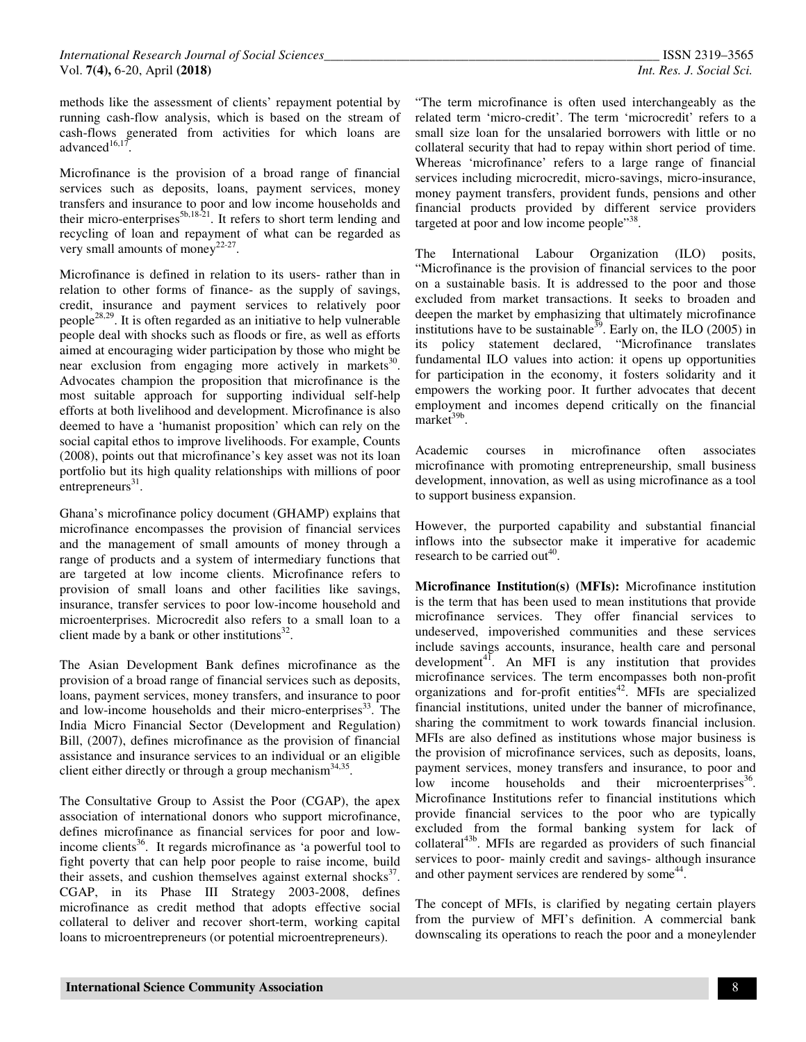methods like the assessment of clients' repayment potential by running cash-flow analysis, which is based on the stream of cash-flows generated from activities for which loans are advanced[16,17].

Microfinance is the provision of a broad range of financial services such as deposits, loans, payment services, money transfers and insurance to poor and low income households and their micro-enterprises[5b,18-21]. It refers to short term lending and recycling of loan and repayment of what can be regarded as very small amounts of money[22-27].

Microfinance is defined in relation to its users- rather than in relation to other forms of finance- as the supply of savings, credit, insurance and payment services to relatively poor people[28,29]. It is often regarded as an initiative to help vulnerable people deal with shocks such as floods or fire, as well as efforts aimed at encouraging wider participation by those who might be near exclusion from engaging more actively in markets[30]. Advocates champion the proposition that microfinance is the most suitable approach for supporting individual self-help efforts at both livelihood and development. Microfinance is also deemed to have a 'humanist proposition' which can rely on the social capital ethos to improve livelihoods. For example, Counts (2008), points out that microfinance's key asset was not its loan portfolio but its high quality relationships with millions of poor entrepreneurs[31].

Ghana's microfinance policy document (GHAMP) explains that microfinance encompasses the provision of financial services and the management of small amounts of money through a range of products and a system of intermediary functions that are targeted at low income clients. Microfinance refers to provision of small loans and other facilities like savings, insurance, transfer services to poor low-income household and microenterprises. Microcredit also refers to a small loan to a client made by a bank or other institutions[32].

The Asian Development Bank defines microfinance as the provision of a broad range of financial services such as deposits, loans, payment services, money transfers, and insurance to poor and low-income households and their micro-enterprises[33]. The India Micro Financial Sector (Development and Regulation) Bill, (2007), defines microfinance as the provision of financial assistance and insurance services to an individual or an eligible client either directly or through a group mechanism[34,35].

The Consultative Group to Assist the Poor (CGAP), the apex association of international donors who support microfinance, defines microfinance as financial services for poor and low-income clients[36]. It regards microfinance as 'a powerful tool to fight poverty that can help poor people to raise income, build their assets, and cushion themselves against external shocks[37]. CGAP, in its Phase III Strategy 2003-2008, defines microfinance as credit method that adopts effective social collateral to deliver and recover short-term, working capital loans to microentrepreneurs (or potential microentrepreneurs).

"The term microfinance is often used interchangeably as the related term 'micro-credit'. The term 'microcredit' refers to a small size loan for the unsalaried borrowers with little or no collateral security that had to repay within short period of time. Whereas 'microfinance' refers to a large range of financial services including microcredit, micro-savings, micro-insurance, money payment transfers, provident funds, pensions and other financial products provided by different service providers targeted at poor and low income people"[38].

The International Labour Organization (ILO) posits, "Microfinance is the provision of financial services to the poor on a sustainable basis. It is addressed to the poor and those excluded from market transactions. It seeks to broaden and deepen the market by emphasizing that ultimately microfinance institutions have to be sustainable[39]. Early on, the ILO (2005) in its policy statement declared, "Microfinance translates fundamental ILO values into action: it opens up opportunities for participation in the economy, it fosters solidarity and it empowers the working poor. It further advocates that decent employment and incomes depend critically on the financial market[39b].

Academic courses in microfinance often associates microfinance with promoting entrepreneurship, small business development, innovation, as well as using microfinance as a tool to support business expansion.

However, the purported capability and substantial financial inflows into the subsector make it imperative for academic research to be carried out[40].

**Microfinance Institution(s) (MFIs):** Microfinance institution is the term that has been used to mean institutions that provide microfinance services. They offer financial services to undeserved, impoverished communities and these services include savings accounts, insurance, health care and personal development[41]. An MFI is any institution that provides microfinance services. The term encompasses both non-profit organizations and for-profit entities[42]. MFIs are specialized financial institutions, united under the banner of microfinance, sharing the commitment to work towards financial inclusion. MFIs are also defined as institutions whose major business is the provision of microfinance services, such as deposits, loans, payment services, money transfers and insurance, to poor and low income households and their microenterprises[36]. Microfinance Institutions refer to financial institutions which provide financial services to the poor who are typically excluded from the formal banking system for lack of collateral[43b]. MFIs are regarded as providers of such financial services to poor- mainly credit and savings- although insurance and other payment services are rendered by some[44].

The concept of MFIs, is clarified by negating certain players from the purview of MFI's definition. A commercial bank downscaling its operations to reach the poor and a moneylender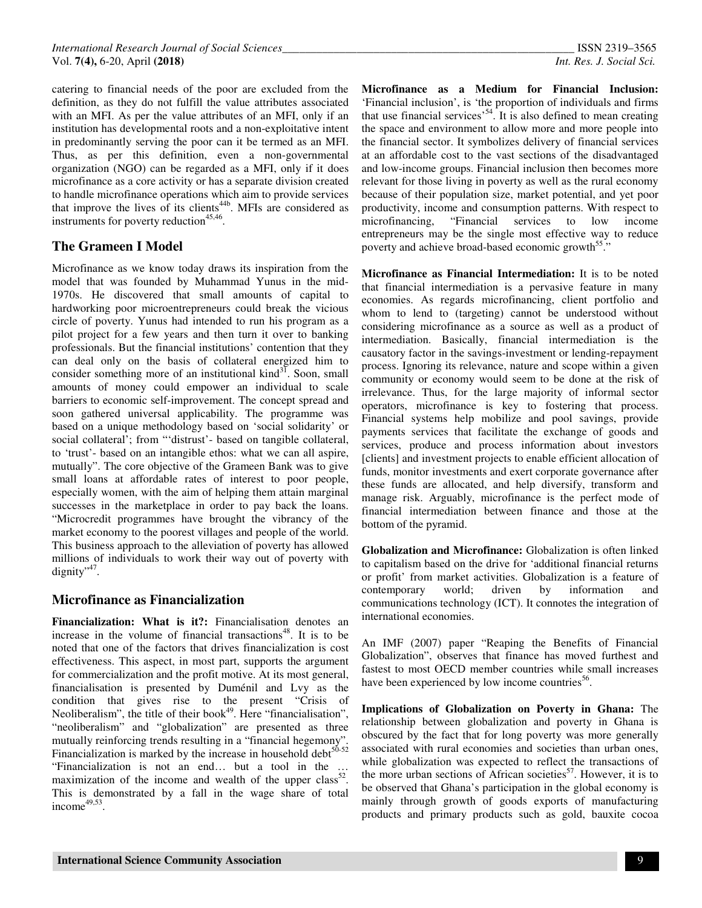catering to financial needs of the poor are excluded from the definition, as they do not fulfill the value attributes associated with an MFI. As per the value attributes of an MFI, only if an institution has developmental roots and a non-exploitative intent in predominantly serving the poor can it be termed as an MFI. Thus, as per this definition, even a non-governmental organization (NGO) can be regarded as a MFI, only if it does microfinance as a core activity or has a separate division created to handle microfinance operations which aim to provide services that improve the lives of its clients[44b]. MFIs are considered as instruments for poverty reduction[45,46].

## The Grameen I Model

Microfinance as we know today draws its inspiration from the model that was founded by Muhammad Yunus in the mid-1970s. He discovered that small amounts of capital to hardworking poor microentrepreneurs could break the vicious circle of poverty. Yunus had intended to run his program as a pilot project for a few years and then turn it over to banking professionals. But the financial institutions' contention that they can deal only on the basis of collateral energized him to consider something more of an institutional kind[31]. Soon, small amounts of money could empower an individual to scale barriers to economic self-improvement. The concept spread and soon gathered universal applicability. The programme was based on a unique methodology based on 'social solidarity' or social collateral'; from "'distrust'- based on tangible collateral, to 'trust'- based on an intangible ethos: what we can all aspire, mutually". The core objective of the Grameen Bank was to give small loans at affordable rates of interest to poor people, especially women, with the aim of helping them attain marginal successes in the marketplace in order to pay back the loans. "Microcredit programmes have brought the vibrancy of the market economy to the poorest villages and people of the world. This business approach to the alleviation of poverty has allowed millions of individuals to work their way out of poverty with dignity"[47].

## Microfinance as Financialization

**Financialization: What is it?:** Financialisation denotes an increase in the volume of financial transactions[48]. It is to be noted that one of the factors that drives financialization is cost effectiveness. This aspect, in most part, supports the argument for commercialization and the profit motive. At its most general, financialisation is presented by Duménil and Lvy as the condition that gives rise to the present "Crisis of Neoliberalism", the title of their book[49]. Here "financialisation", "neoliberalism" and "globalization" are presented as three mutually reinforcing trends resulting in a "financial hegemony". Financialization is marked by the increase in household debt[50-52] "Financialization is not an end… but a tool in the … maximization of the income and wealth of the upper class[52]. This is demonstrated by a fall in the wage share of total income[49,53].

**Microfinance as a Medium for Financial Inclusion:** 'Financial inclusion', is 'the proportion of individuals and firms that use financial services'[54]. It is also defined to mean creating the space and environment to allow more and more people into the financial sector. It symbolizes delivery of financial services at an affordable cost to the vast sections of the disadvantaged and low-income groups. Financial inclusion then becomes more relevant for those living in poverty as well as the rural economy because of their population size, market potential, and yet poor productivity, income and consumption patterns. With respect to microfinancing, "Financial services to low income entrepreneurs may be the single most effective way to reduce poverty and achieve broad-based economic growth[55]."

**Microfinance as Financial Intermediation:** It is to be noted that financial intermediation is a pervasive feature in many economies. As regards microfinancing, client portfolio and whom to lend to (targeting) cannot be understood without considering microfinance as a source as well as a product of intermediation. Basically, financial intermediation is the causatory factor in the savings-investment or lending-repayment process. Ignoring its relevance, nature and scope within a given community or economy would seem to be done at the risk of irrelevance. Thus, for the large majority of informal sector operators, microfinance is key to fostering that process. Financial systems help mobilize and pool savings, provide payments services that facilitate the exchange of goods and services, produce and process information about investors [clients] and investment projects to enable efficient allocation of funds, monitor investments and exert corporate governance after these funds are allocated, and help diversify, transform and manage risk. Arguably, microfinance is the perfect mode of financial intermediation between finance and those at the bottom of the pyramid.

**Globalization and Microfinance:** Globalization is often linked to capitalism based on the drive for 'additional financial returns or profit' from market activities. Globalization is a feature of contemporary world; driven by information and communications technology (ICT). It connotes the integration of international economies.

An IMF (2007) paper "Reaping the Benefits of Financial Globalization", observes that finance has moved furthest and fastest to most OECD member countries while small increases have been experienced by low income countries[56].

**Implications of Globalization on Poverty in Ghana:** The relationship between globalization and poverty in Ghana is obscured by the fact that for long poverty was more generally associated with rural economies and societies than urban ones, while globalization was expected to reflect the transactions of the more urban sections of African societies[57]. However, it is to be observed that Ghana's participation in the global economy is mainly through growth of goods exports of manufacturing products and primary products such as gold, bauxite cocoa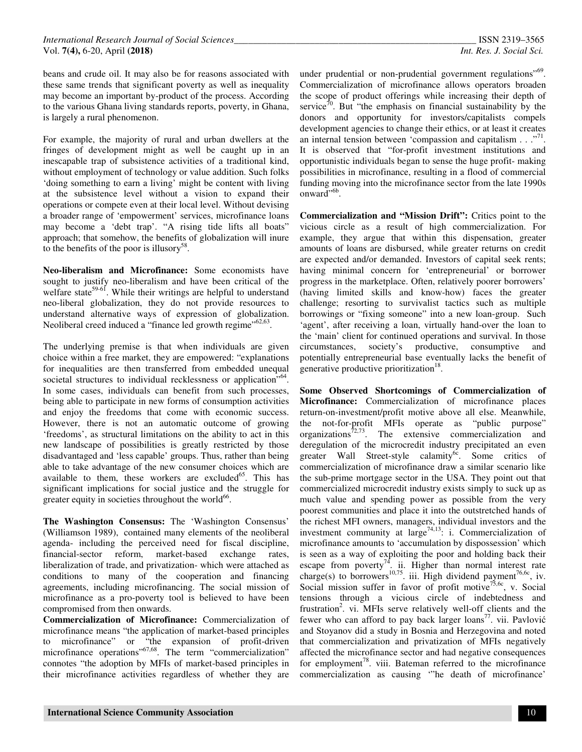beans and crude oil. It may also be for reasons associated with these same trends that significant poverty as well as inequality may become an important by-product of the process. According to the various Ghana living standards reports, poverty, in Ghana, is largely a rural phenomenon.

For example, the majority of rural and urban dwellers at the fringes of development might as well be caught up in an inescapable trap of subsistence activities of a traditional kind, without employment of technology or value addition. Such folks 'doing something to earn a living' might be content with living at the subsistence level without a vision to expand their operations or compete even at their local level. Without devising a broader range of 'empowerment' services, microfinance loans may become a 'debt trap'. "A rising tide lifts all boats" approach; that somehow, the benefits of globalization will inure to the benefits of the poor is illusory[58].

**Neo-liberalism and Microfinance:** Some economists have sought to justify neo-liberalism and have been critical of the welfare state[59-61]. While their writings are helpful to understand neo-liberal globalization, they do not provide resources to understand alternative ways of expression of globalization. Neoliberal creed induced a "finance led growth regime"[62,63].

The underlying premise is that when individuals are given choice within a free market, they are empowered: "explanations for inequalities are then transferred from embedded unequal societal structures to individual recklessness or application"[64]. In some cases, individuals can benefit from such processes, being able to participate in new forms of consumption activities and enjoy the freedoms that come with economic success. However, there is not an automatic outcome of growing 'freedoms', as structural limitations on the ability to act in this new landscape of possibilities is greatly restricted by those disadvantaged and 'less capable' groups. Thus, rather than being able to take advantage of the new consumer choices which are available to them, these workers are excluded[65]. This has significant implications for social justice and the struggle for greater equity in societies throughout the world[66].

**The Washington Consensus:** The 'Washington Consensus' (Williamson 1989), contained many elements of the neoliberal agenda- including the perceived need for fiscal discipline, financial-sector reform, market-based exchange rates, liberalization of trade, and privatization- which were attached as conditions to many of the cooperation and financing agreements, including microfinancing. The social mission of microfinance as a pro-poverty tool is believed to have been compromised from then onwards.

**Commercialization of Microfinance:** Commercialization of microfinance means "the application of market-based principles to microfinance" or "the expansion of profit-driven microfinance operations"[67,68]. The term "commercialization" connotes "the adoption by MFIs of market-based principles in their microfinance activities regardless of whether they are under prudential or non-prudential government regulations"[69]. Commercialization of microfinance allows operators broaden the scope of product offerings while increasing their depth of service[70]. But "the emphasis on financial sustainability by the donors and opportunity for investors/capitalists compels development agencies to change their ethics, or at least it creates an internal tension between 'compassion and capitalism . . .'"[71]. It is observed that "for-profit investment institutions and opportunistic individuals began to sense the huge profit- making possibilities in microfinance, resulting in a flood of commercial funding moving into the microfinance sector from the late 1990s onward"[6b].

**Commercialization and "Mission Drift":** Critics point to the vicious circle as a result of high commercialization. For example, they argue that within this dispensation, greater amounts of loans are disbursed, while greater returns on credit are expected and/or demanded. Investors of capital seek rents; having minimal concern for 'entrepreneurial' or borrower progress in the marketplace. Often, relatively poorer borrowers' (having limited skills and know-how) faces the greater challenge; resorting to survivalist tactics such as multiple borrowings or "fixing someone" into a new loan-group. Such 'agent', after receiving a loan, virtually hand-over the loan to the 'main' client for continued operations and survival. In those circumstances, society's productive, consumptive and potentially entrepreneurial base eventually lacks the benefit of generative productive prioritization[18].

**Some Observed Shortcomings of Commercialization of Microfinance:** Commercialization of microfinance places return-on-investment/profit motive above all else. Meanwhile, the not-for-profit MFIs operate as "public purpose" organizations[72,73]. The extensive commercialization and deregulation of the microcredit industry precipitated an even greater Wall Street-style calamity[6c]. Some critics of commercialization of microfinance draw a similar scenario like the sub-prime mortgage sector in the USA. They point out that commercialized microcredit industry exists simply to suck up as much value and spending power as possible from the very poorest communities and place it into the outstretched hands of the richest MFI owners, managers, individual investors and the investment community at large[74,13]: i. Commercialization of microfinance amounts to 'accumulation by dispossession' which is seen as a way of exploiting the poor and holding back their escape from poverty[74]. ii. Higher than normal interest rate charge(s) to borrowers[10,75]. iii. High dividend payment[76,6c], iv. Social mission suffer in favor of profit motive[75,6c], v. Social tensions through a vicious circle of indebtedness and frustration[2]. vi. MFIs serve relatively well-off clients and the fewer who can afford to pay back larger loans[77]. vii. Pavlović and Stoyanov did a study in Bosnia and Herzegovina and noted that commercialization and privatization of MFIs negatively affected the microfinance sector and had negative consequences for employment[78]. viii. Bateman referred to the microfinance commercialization as causing '"he death of microfinance'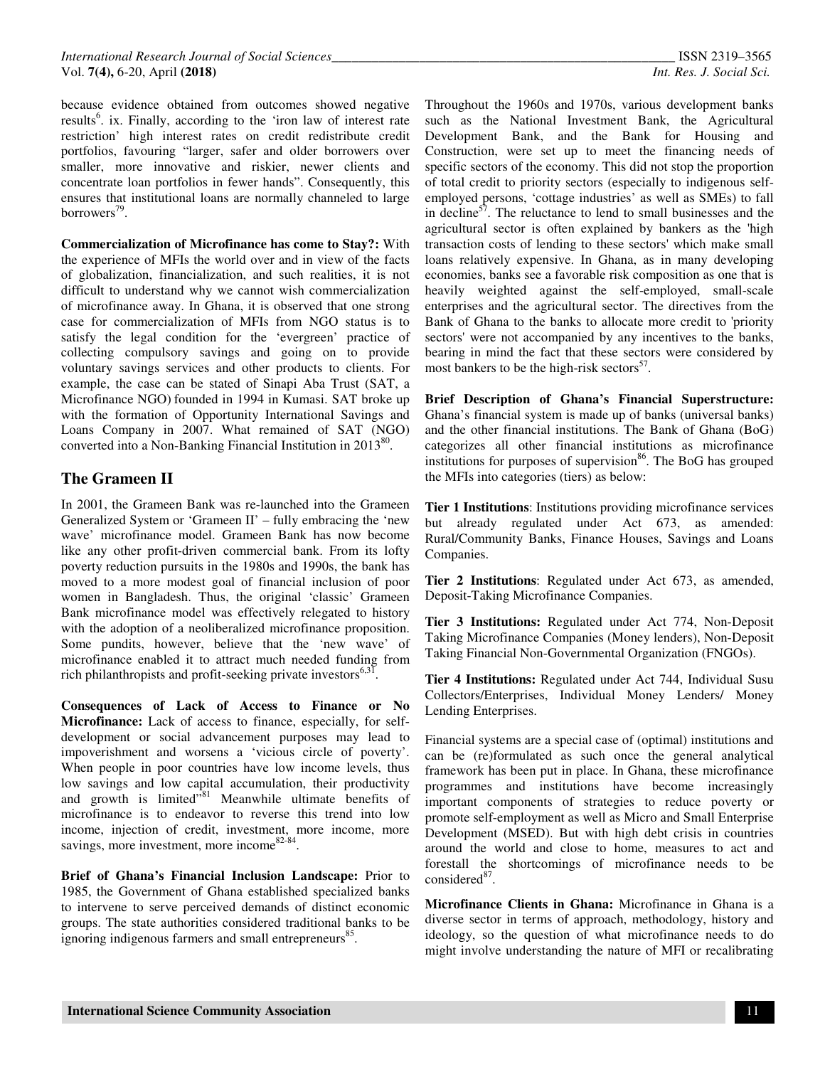because evidence obtained from outcomes showed negative results[6]. ix. Finally, according to the 'iron law of interest rate restriction' high interest rates on credit redistribute credit portfolios, favouring "larger, safer and older borrowers over smaller, more innovative and riskier, newer clients and concentrate loan portfolios in fewer hands". Consequently, this ensures that institutional loans are normally channeled to large borrowers[79].

**Commercialization of Microfinance has come to Stay?:** With the experience of MFIs the world over and in view of the facts of globalization, financialization, and such realities, it is not difficult to understand why we cannot wish commercialization of microfinance away. In Ghana, it is observed that one strong case for commercialization of MFIs from NGO status is to satisfy the legal condition for the 'evergreen' practice of collecting compulsory savings and going on to provide voluntary savings services and other products to clients. For example, the case can be stated of Sinapi Aba Trust (SAT, a Microfinance NGO) founded in 1994 in Kumasi. SAT broke up with the formation of Opportunity International Savings and Loans Company in 2007. What remained of SAT (NGO) converted into a Non-Banking Financial Institution in 2013[80].

## The Grameen II

In 2001, the Grameen Bank was re-launched into the Grameen Generalized System or 'Grameen II' – fully embracing the 'new wave' microfinance model. Grameen Bank has now become like any other profit-driven commercial bank. From its lofty poverty reduction pursuits in the 1980s and 1990s, the bank has moved to a more modest goal of financial inclusion of poor women in Bangladesh. Thus, the original 'classic' Grameen Bank microfinance model was effectively relegated to history with the adoption of a neoliberalized microfinance proposition. Some pundits, however, believe that the 'new wave' of microfinance enabled it to attract much needed funding from rich philanthropists and profit-seeking private investors[6,31].

**Consequences of Lack of Access to Finance or No Microfinance:** Lack of access to finance, especially, for self-development or social advancement purposes may lead to impoverishment and worsens a 'vicious circle of poverty'. When people in poor countries have low income levels, thus low savings and low capital accumulation, their productivity and growth is limited"[81] Meanwhile ultimate benefits of microfinance is to endeavor to reverse this trend into low income, injection of credit, investment, more income, more savings, more investment, more income[82-84].

**Brief of Ghana's Financial Inclusion Landscape:** Prior to 1985, the Government of Ghana established specialized banks to intervene to serve perceived demands of distinct economic groups. The state authorities considered traditional banks to be ignoring indigenous farmers and small entrepreneurs[85].

Throughout the 1960s and 1970s, various development banks such as the National Investment Bank, the Agricultural Development Bank, and the Bank for Housing and Construction, were set up to meet the financing needs of specific sectors of the economy. This did not stop the proportion of total credit to priority sectors (especially to indigenous self-employed persons, 'cottage industries' as well as SMEs) to fall in decline[57]. The reluctance to lend to small businesses and the agricultural sector is often explained by bankers as the 'high transaction costs of lending to these sectors' which make small loans relatively expensive. In Ghana, as in many developing economies, banks see a favorable risk composition as one that is heavily weighted against the self-employed, small-scale enterprises and the agricultural sector. The directives from the Bank of Ghana to the banks to allocate more credit to 'priority sectors' were not accompanied by any incentives to the banks, bearing in mind the fact that these sectors were considered by most bankers to be the high-risk sectors[57].

**Brief Description of Ghana's Financial Superstructure:** Ghana's financial system is made up of banks (universal banks) and the other financial institutions. The Bank of Ghana (BoG) categorizes all other financial institutions as microfinance institutions for purposes of supervision[86]. The BoG has grouped the MFIs into categories (tiers) as below:

**Tier 1 Institutions**: Institutions providing microfinance services but already regulated under Act 673, as amended: Rural/Community Banks, Finance Houses, Savings and Loans Companies.

**Tier 2 Institutions**: Regulated under Act 673, as amended, Deposit-Taking Microfinance Companies.

**Tier 3 Institutions:** Regulated under Act 774, Non-Deposit Taking Microfinance Companies (Money lenders), Non-Deposit Taking Financial Non-Governmental Organization (FNGOs).

**Tier 4 Institutions:** Regulated under Act 744, Individual Susu Collectors/Enterprises, Individual Money Lenders/ Money Lending Enterprises.

Financial systems are a special case of (optimal) institutions and can be (re)formulated as such once the general analytical framework has been put in place. In Ghana, these microfinance programmes and institutions have become increasingly important components of strategies to reduce poverty or promote self-employment as well as Micro and Small Enterprise Development (MSED). But with high debt crisis in countries around the world and close to home, measures to act and forestall the shortcomings of microfinance needs to be considered[87].

**Microfinance Clients in Ghana:** Microfinance in Ghana is a diverse sector in terms of approach, methodology, history and ideology, so the question of what microfinance needs to do might involve understanding the nature of MFI or recalibrating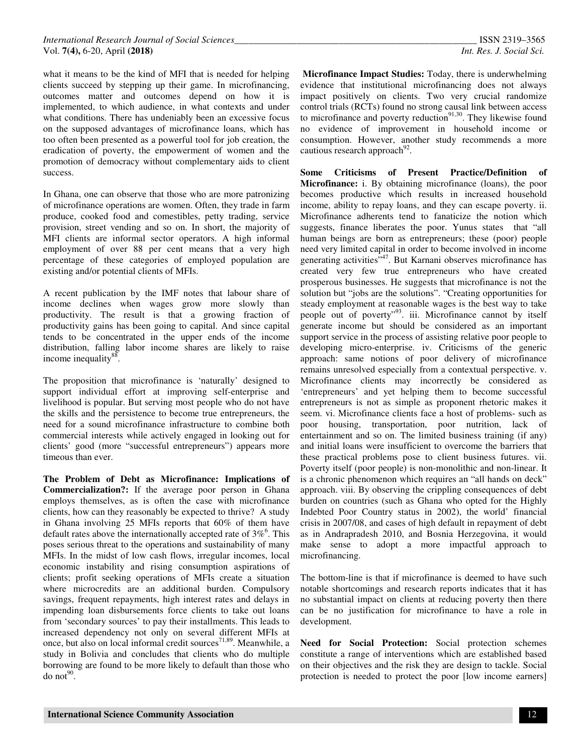what it means to be the kind of MFI that is needed for helping clients succeed by stepping up their game. In microfinancing, outcomes matter and outcomes depend on how it is implemented, to which audience, in what contexts and under what conditions. There has undeniably been an excessive focus on the supposed advantages of microfinance loans, which has too often been presented as a powerful tool for job creation, the eradication of poverty, the empowerment of women and the promotion of democracy without complementary aids to client success.

In Ghana, one can observe that those who are more patronizing of microfinance operations are women. Often, they trade in farm produce, cooked food and comestibles, petty trading, service provision, street vending and so on. In short, the majority of MFI clients are informal sector operators. A high informal employment of over 88 per cent means that a very high percentage of these categories of employed population are existing and/or potential clients of MFIs.

A recent publication by the IMF notes that labour share of income declines when wages grow more slowly than productivity. The result is that a growing fraction of productivity gains has been going to capital. And since capital tends to be concentrated in the upper ends of the income distribution, falling labor income shares are likely to raise income inequality[88].

The proposition that microfinance is 'naturally' designed to support individual effort at improving self-enterprise and livelihood is popular. But serving most people who do not have the skills and the persistence to become true entrepreneurs, the need for a sound microfinance infrastructure to combine both commercial interests while actively engaged in looking out for clients' good (more "successful entrepreneurs") appears more timeous than ever.

**The Problem of Debt as Microfinance: Implications of Commercialization?:** If the average poor person in Ghana employs themselves, as is often the case with microfinance clients, how can they reasonably be expected to thrive? A study in Ghana involving 25 MFIs reports that 60% of them have default rates above the internationally accepted rate of 3%[6]. This poses serious threat to the operations and sustainability of many MFIs. In the midst of low cash flows, irregular incomes, local economic instability and rising consumption aspirations of clients; profit seeking operations of MFIs create a situation where microcredits are an additional burden. Compulsory savings, frequent repayments, high interest rates and delays in impending loan disbursements force clients to take out loans from 'secondary sources' to pay their installments. This leads to increased dependency not only on several different MFIs at once, but also on local informal credit sources[71,89]. Meanwhile, a study in Bolivia and concludes that clients who do multiple borrowing are found to be more likely to default than those who do not[90].

**Microfinance Impact Studies:** Today, there is underwhelming evidence that institutional microfinancing does not always impact positively on clients. Two very crucial randomize control trials (RCTs) found no strong causal link between access to microfinance and poverty reduction[91,30]. They likewise found no evidence of improvement in household income or consumption. However, another study recommends a more cautious research approach[92].

**Some Criticisms of Present Practice/Definition of Microfinance:** i. By obtaining microfinance (loans), the poor becomes productive which results in increased household income, ability to repay loans, and they can escape poverty. ii. Microfinance adherents tend to fanaticize the notion which suggests, finance liberates the poor. Yunus states that "all human beings are born as entrepreneurs; these (poor) people need very limited capital in order to become involved in income generating activities"[47]. But Karnani observes microfinance has created very few true entrepreneurs who have created prosperous businesses. He suggests that microfinance is not the solution but "jobs are the solutions". "Creating opportunities for steady employment at reasonable wages is the best way to take people out of poverty"[93]. iii. Microfinance cannot by itself generate income but should be considered as an important support service in the process of assisting relative poor people to developing micro-enterprise. iv. Criticisms of the generic approach: same notions of poor delivery of microfinance remains unresolved especially from a contextual perspective. v. Microfinance clients may incorrectly be considered as 'entrepreneurs' and yet helping them to become successful entrepreneurs is not as simple as proponent rhetoric makes it seem. vi. Microfinance clients face a host of problems- such as poor housing, transportation, poor nutrition, lack of entertainment and so on. The limited business training (if any) and initial loans were insufficient to overcome the barriers that these practical problems pose to client business futures. vii. Poverty itself (poor people) is non-monolithic and non-linear. It is a chronic phenomenon which requires an "all hands on deck" approach. viii. By observing the crippling consequences of debt burden on countries (such as Ghana who opted for the Highly Indebted Poor Country status in 2002), the world' financial crisis in 2007/08, and cases of high default in repayment of debt as in Andrapradesh 2010, and Bosnia Herzegovina, it would make sense to adopt a more impactful approach to microfinancing.

The bottom-line is that if microfinance is deemed to have such notable shortcomings and research reports indicates that it has no substantial impact on clients at reducing poverty then there can be no justification for microfinance to have a role in development.

**Need for Social Protection:** Social protection schemes constitute a range of interventions which are established based on their objectives and the risk they are design to tackle. Social protection is needed to protect the poor [low income earners]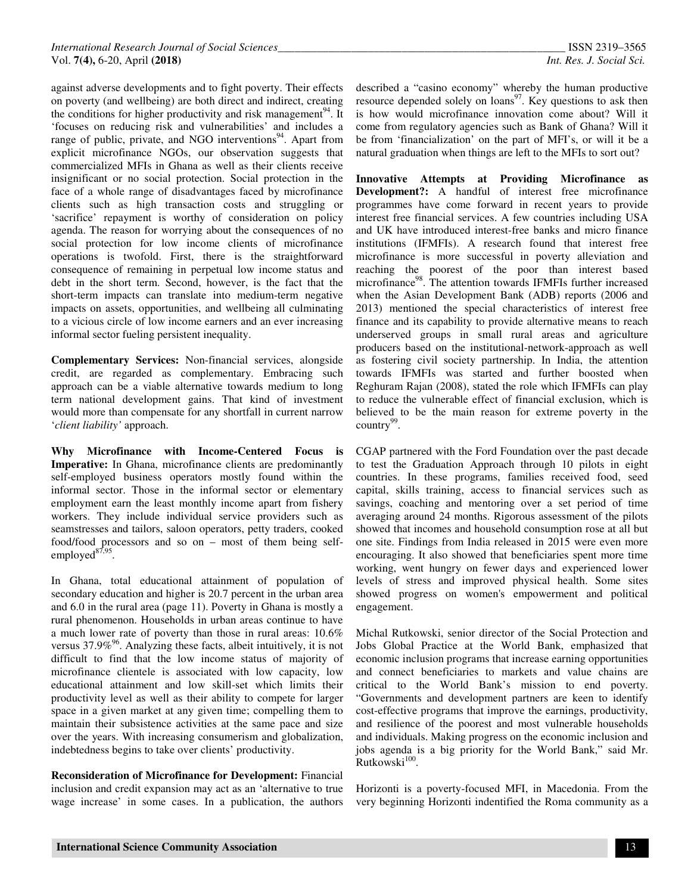against adverse developments and to fight poverty. Their effects on poverty (and wellbeing) are both direct and indirect, creating the conditions for higher productivity and risk management[94]. It 'focuses on reducing risk and vulnerabilities' and includes a range of public, private, and NGO interventions[94]. Apart from explicit microfinance NGOs, our observation suggests that commercialized MFIs in Ghana as well as their clients receive insignificant or no social protection. Social protection in the face of a whole range of disadvantages faced by microfinance clients such as high transaction costs and struggling or 'sacrifice' repayment is worthy of consideration on policy agenda. The reason for worrying about the consequences of no social protection for low income clients of microfinance operations is twofold. First, there is the straightforward consequence of remaining in perpetual low income status and debt in the short term. Second, however, is the fact that the short-term impacts can translate into medium-term negative impacts on assets, opportunities, and wellbeing all culminating to a vicious circle of low income earners and an ever increasing informal sector fueling persistent inequality.

**Complementary Services:** Non-financial services, alongside credit, are regarded as complementary. Embracing such approach can be a viable alternative towards medium to long term national development gains. That kind of investment would more than compensate for any shortfall in current narrow '*client liability'* approach.

**Why Microfinance with Income-Centered Focus is Imperative:** In Ghana, microfinance clients are predominantly self-employed business operators mostly found within the informal sector. Those in the informal sector or elementary employment earn the least monthly income apart from fishery workers. They include individual service providers such as seamstresses and tailors, saloon operators, petty traders, cooked food/food processors and so on – most of them being self-employed[87,95].

In Ghana, total educational attainment of population of secondary education and higher is 20.7 percent in the urban area and 6.0 in the rural area (page 11). Poverty in Ghana is mostly a rural phenomenon. Households in urban areas continue to have a much lower rate of poverty than those in rural areas: 10.6% versus 37.9%[96]. Analyzing these facts, albeit intuitively, it is not difficult to find that the low income status of majority of microfinance clientele is associated with low capacity, low educational attainment and low skill-set which limits their productivity level as well as their ability to compete for larger space in a given market at any given time; compelling them to maintain their subsistence activities at the same pace and size over the years. With increasing consumerism and globalization, indebtedness begins to take over clients' productivity.

**Reconsideration of Microfinance for Development:** Financial inclusion and credit expansion may act as an 'alternative to true wage increase' in some cases. In a publication, the authors described a "casino economy" whereby the human productive resource depended solely on loans[97]. Key questions to ask then is how would microfinance innovation come about? Will it come from regulatory agencies such as Bank of Ghana? Will it be from 'financialization' on the part of MFI's, or will it be a natural graduation when things are left to the MFIs to sort out?

**Innovative Attempts at Providing Microfinance as Development?:** A handful of interest free microfinance programmes have come forward in recent years to provide interest free financial services. A few countries including USA and UK have introduced interest-free banks and micro finance institutions (IFMFIs). A research found that interest free microfinance is more successful in poverty alleviation and reaching the poorest of the poor than interest based microfinance[98]. The attention towards IFMFIs further increased when the Asian Development Bank (ADB) reports (2006 and 2013) mentioned the special characteristics of interest free finance and its capability to provide alternative means to reach underserved groups in small rural areas and agriculture producers based on the institutional-network-approach as well as fostering civil society partnership. In India, the attention towards IFMFIs was started and further boosted when Reghuram Rajan (2008), stated the role which IFMFIs can play to reduce the vulnerable effect of financial exclusion, which is believed to be the main reason for extreme poverty in the country[99].

CGAP partnered with the Ford Foundation over the past decade to test the Graduation Approach through 10 pilots in eight countries. In these programs, families received food, seed capital, skills training, access to financial services such as savings, coaching and mentoring over a set period of time averaging around 24 months. Rigorous assessment of the pilots showed that incomes and household consumption rose at all but one site. Findings from India released in 2015 were even more encouraging. It also showed that beneficiaries spent more time working, went hungry on fewer days and experienced lower levels of stress and improved physical health. Some sites showed progress on women's empowerment and political engagement.

Michal Rutkowski, senior director of the Social Protection and Jobs Global Practice at the World Bank, emphasized that economic inclusion programs that increase earning opportunities and connect beneficiaries to markets and value chains are critical to the World Bank's mission to end poverty. "Governments and development partners are keen to identify cost-effective programs that improve the earnings, productivity, and resilience of the poorest and most vulnerable households and individuals. Making progress on the economic inclusion and jobs agenda is a big priority for the World Bank," said Mr. Rutkowski[100].

Horizonti is a poverty-focused MFI, in Macedonia. From the very beginning Horizonti indentified the Roma community as a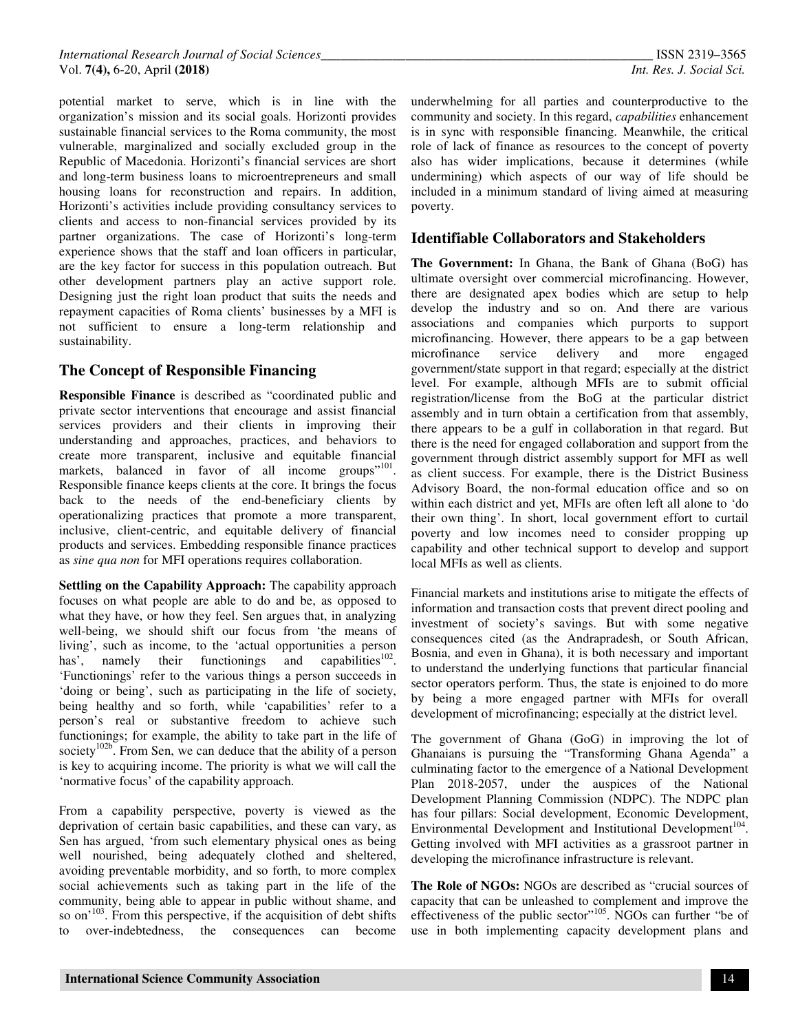potential market to serve, which is in line with the organization's mission and its social goals. Horizonti provides sustainable financial services to the Roma community, the most vulnerable, marginalized and socially excluded group in the Republic of Macedonia. Horizonti's financial services are short and long-term business loans to microentrepreneurs and small housing loans for reconstruction and repairs. In addition, Horizonti's activities include providing consultancy services to clients and access to non-financial services provided by its partner organizations. The case of Horizonti's long-term experience shows that the staff and loan officers in particular, are the key factor for success in this population outreach. But other development partners play an active support role. Designing just the right loan product that suits the needs and repayment capacities of Roma clients' businesses by a MFI is not sufficient to ensure a long-term relationship and sustainability.

## The Concept of Responsible Financing

**Responsible Finance** is described as "coordinated public and private sector interventions that encourage and assist financial services providers and their clients in improving their understanding and approaches, practices, and behaviors to create more transparent, inclusive and equitable financial markets, balanced in favor of all income groups"[101]. Responsible finance keeps clients at the core. It brings the focus back to the needs of the end-beneficiary clients by operationalizing practices that promote a more transparent, inclusive, client-centric, and equitable delivery of financial products and services. Embedding responsible finance practices as *sine qua non* for MFI operations requires collaboration.

**Settling on the Capability Approach:** The capability approach focuses on what people are able to do and be, as opposed to what they have, or how they feel. Sen argues that, in analyzing well-being, we should shift our focus from 'the means of living', such as income, to the 'actual opportunities a person has', namely their functionings and capabilities[102]. 'Functionings' refer to the various things a person succeeds in 'doing or being', such as participating in the life of society, being healthy and so forth, while 'capabilities' refer to a person's real or substantive freedom to achieve such functionings; for example, the ability to take part in the life of society[102b]. From Sen, we can deduce that the ability of a person is key to acquiring income. The priority is what we will call the 'normative focus' of the capability approach.

From a capability perspective, poverty is viewed as the deprivation of certain basic capabilities, and these can vary, as Sen has argued, 'from such elementary physical ones as being well nourished, being adequately clothed and sheltered, avoiding preventable morbidity, and so forth, to more complex social achievements such as taking part in the life of the community, being able to appear in public without shame, and so on'[103]. From this perspective, if the acquisition of debt shifts to over-indebtedness, the consequences can become underwhelming for all parties and counterproductive to the community and society. In this regard, *capabilities* enhancement is in sync with responsible financing. Meanwhile, the critical role of lack of finance as resources to the concept of poverty also has wider implications, because it determines (while undermining) which aspects of our way of life should be included in a minimum standard of living aimed at measuring poverty.

## Identifiable Collaborators and Stakeholders

**The Government:** In Ghana, the Bank of Ghana (BoG) has ultimate oversight over commercial microfinancing. However, there are designated apex bodies which are setup to help develop the industry and so on. And there are various associations and companies which purports to support microfinancing. However, there appears to be a gap between microfinance service delivery and more engaged government/state support in that regard; especially at the district level. For example, although MFIs are to submit official registration/license from the BoG at the particular district assembly and in turn obtain a certification from that assembly, there appears to be a gulf in collaboration in that regard. But there is the need for engaged collaboration and support from the government through district assembly support for MFI as well as client success. For example, there is the District Business Advisory Board, the non-formal education office and so on within each district and yet, MFIs are often left all alone to 'do their own thing'. In short, local government effort to curtail poverty and low incomes need to consider propping up capability and other technical support to develop and support local MFIs as well as clients.

Financial markets and institutions arise to mitigate the effects of information and transaction costs that prevent direct pooling and investment of society's savings. But with some negative consequences cited (as the Andrapradesh, or South African, Bosnia, and even in Ghana), it is both necessary and important to understand the underlying functions that particular financial sector operators perform. Thus, the state is enjoined to do more by being a more engaged partner with MFIs for overall development of microfinancing; especially at the district level.

The government of Ghana (GoG) in improving the lot of Ghanaians is pursuing the "Transforming Ghana Agenda" a culminating factor to the emergence of a National Development Plan 2018-2057, under the auspices of the National Development Planning Commission (NDPC). The NDPC plan has four pillars: Social development, Economic Development, Environmental Development and Institutional Development[104]. Getting involved with MFI activities as a grassroot partner in developing the microfinance infrastructure is relevant.

**The Role of NGOs:** NGOs are described as "crucial sources of capacity that can be unleashed to complement and improve the effectiveness of the public sector"[105]. NGOs can further "be of use in both implementing capacity development plans and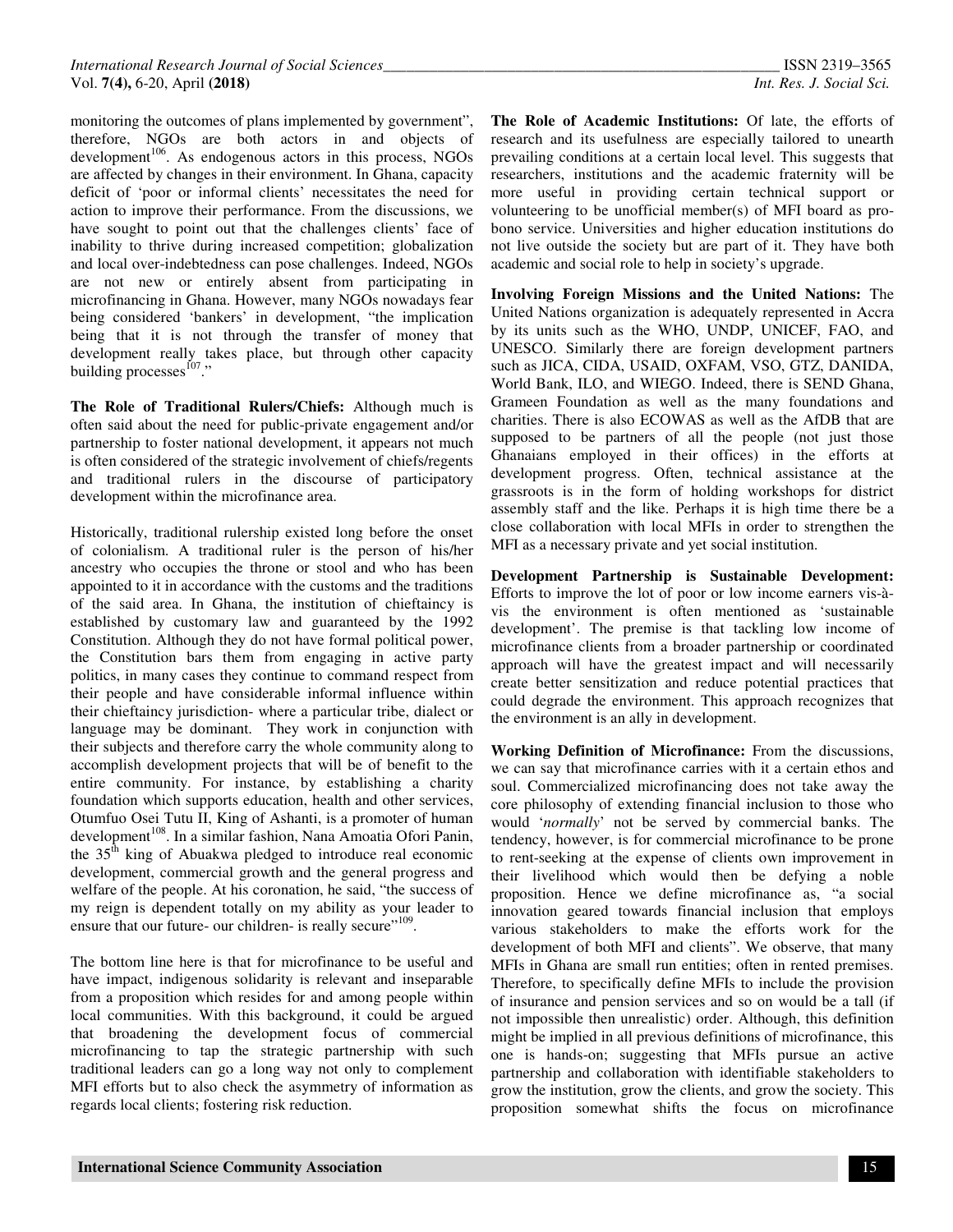monitoring the outcomes of plans implemented by government", therefore, NGOs are both actors in and objects of development[106]. As endogenous actors in this process, NGOs are affected by changes in their environment. In Ghana, capacity deficit of 'poor or informal clients' necessitates the need for action to improve their performance. From the discussions, we have sought to point out that the challenges clients' face of inability to thrive during increased competition; globalization and local over-indebtedness can pose challenges. Indeed, NGOs are not new or entirely absent from participating in microfinancing in Ghana. However, many NGOs nowadays fear being considered 'bankers' in development, "the implication being that it is not through the transfer of money that development really takes place, but through other capacity building processes[107]."

**The Role of Traditional Rulers/Chiefs:** Although much is often said about the need for public-private engagement and/or partnership to foster national development, it appears not much is often considered of the strategic involvement of chiefs/regents and traditional rulers in the discourse of participatory development within the microfinance area.

Historically, traditional rulership existed long before the onset of colonialism. A traditional ruler is the person of his/her ancestry who occupies the throne or stool and who has been appointed to it in accordance with the customs and the traditions of the said area. In Ghana, the institution of chieftaincy is established by customary law and guaranteed by the 1992 Constitution. Although they do not have formal political power, the Constitution bars them from engaging in active party politics, in many cases they continue to command respect from their people and have considerable informal influence within their chieftaincy jurisdiction- where a particular tribe, dialect or language may be dominant. They work in conjunction with their subjects and therefore carry the whole community along to accomplish development projects that will be of benefit to the entire community. For instance, by establishing a charity foundation which supports education, health and other services, Otumfuo Osei Tutu II, King of Ashanti, is a promoter of human development[108]. In a similar fashion, Nana Amoatia Ofori Panin, the 35th king of Abuakwa pledged to introduce real economic development, commercial growth and the general progress and welfare of the people. At his coronation, he said, "the success of my reign is dependent totally on my ability as your leader to ensure that our future- our children- is really secure"[109].

The bottom line here is that for microfinance to be useful and have impact, indigenous solidarity is relevant and inseparable from a proposition which resides for and among people within local communities. With this background, it could be argued that broadening the development focus of commercial microfinancing to tap the strategic partnership with such traditional leaders can go a long way not only to complement MFI efforts but to also check the asymmetry of information as regards local clients; fostering risk reduction.

**The Role of Academic Institutions:** Of late, the efforts of research and its usefulness are especially tailored to unearth prevailing conditions at a certain local level. This suggests that researchers, institutions and the academic fraternity will be more useful in providing certain technical support or volunteering to be unofficial member(s) of MFI board as pro-bono service. Universities and higher education institutions do not live outside the society but are part of it. They have both academic and social role to help in society's upgrade.

**Involving Foreign Missions and the United Nations:** The United Nations organization is adequately represented in Accra by its units such as the WHO, UNDP, UNICEF, FAO, and UNESCO. Similarly there are foreign development partners such as JICA, CIDA, USAID, OXFAM, VSO, GTZ, DANIDA, World Bank, ILO, and WIEGO. Indeed, there is SEND Ghana, Grameen Foundation as well as the many foundations and charities. There is also ECOWAS as well as the AfDB that are supposed to be partners of all the people (not just those Ghanaians employed in their offices) in the efforts at development progress. Often, technical assistance at the grassroots is in the form of holding workshops for district assembly staff and the like. Perhaps it is high time there be a close collaboration with local MFIs in order to strengthen the MFI as a necessary private and yet social institution.

**Development Partnership is Sustainable Development:** Efforts to improve the lot of poor or low income earners vis-à-vis the environment is often mentioned as 'sustainable development'. The premise is that tackling low income of microfinance clients from a broader partnership or coordinated approach will have the greatest impact and will necessarily create better sensitization and reduce potential practices that could degrade the environment. This approach recognizes that the environment is an ally in development.

**Working Definition of Microfinance:** From the discussions, we can say that microfinance carries with it a certain ethos and soul. Commercialized microfinancing does not take away the core philosophy of extending financial inclusion to those who would '*normally*' not be served by commercial banks. The tendency, however, is for commercial microfinance to be prone to rent-seeking at the expense of clients own improvement in their livelihood which would then be defying a noble proposition. Hence we define microfinance as, "a social innovation geared towards financial inclusion that employs various stakeholders to make the efforts work for the development of both MFI and clients". We observe, that many MFIs in Ghana are small run entities; often in rented premises. Therefore, to specifically define MFIs to include the provision of insurance and pension services and so on would be a tall (if not impossible then unrealistic) order. Although, this definition might be implied in all previous definitions of microfinance, this one is hands-on; suggesting that MFIs pursue an active partnership and collaboration with identifiable stakeholders to grow the institution, grow the clients, and grow the society. This proposition somewhat shifts the focus on microfinance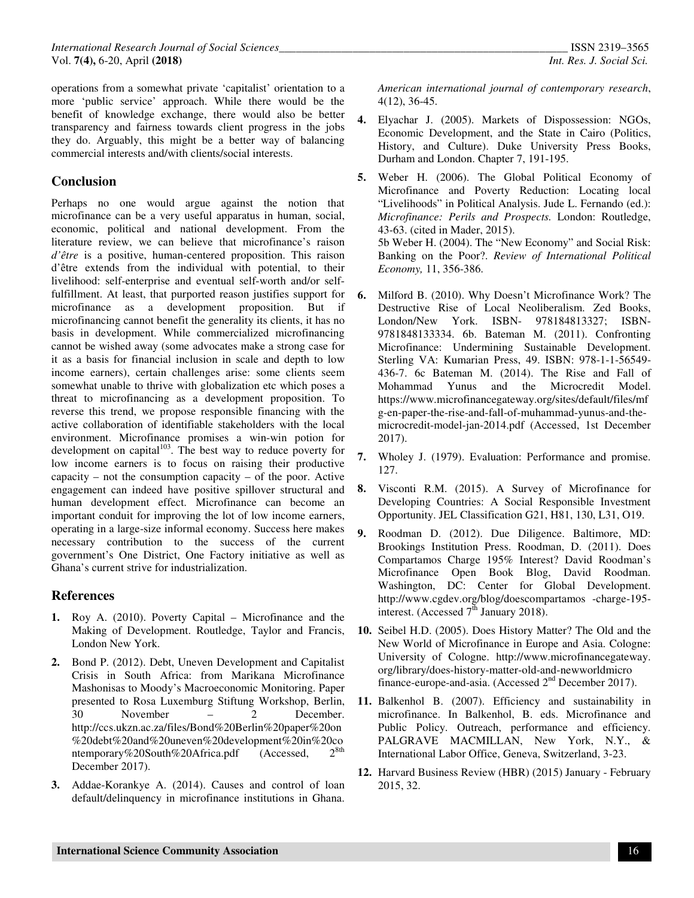operations from a somewhat private 'capitalist' orientation to a more 'public service' approach. While there would be the benefit of knowledge exchange, there would also be better transparency and fairness towards client progress in the jobs they do. Arguably, this might be a better way of balancing commercial interests and/with clients/social interests.

## Conclusion

Perhaps no one would argue against the notion that microfinance can be a very useful apparatus in human, social, economic, political and national development. From the literature review, we can believe that microfinance's raison *d'être* is a positive, human-centered proposition. This raison d'être extends from the individual with potential, to their livelihood: self-enterprise and eventual self-worth and/or self-fulfillment. At least, that purported reason justifies support for microfinance as a development proposition. But if microfinancing cannot benefit the generality its clients, it has no basis in development. While commercialized microfinancing cannot be wished away (some advocates make a strong case for it as a basis for financial inclusion in scale and depth to low income earners), certain challenges arise: some clients seem somewhat unable to thrive with globalization etc which poses a threat to microfinancing as a development proposition. To reverse this trend, we propose responsible financing with the active collaboration of identifiable stakeholders with the local environment. Microfinance promises a win-win potion for development on capital[103]. The best way to reduce poverty for low income earners is to focus on raising their productive capacity – not the consumption capacity – of the poor. Active engagement can indeed have positive spillover structural and human development effect. Microfinance can become an important conduit for improving the lot of low income earners, operating in a large-size informal economy. Success here makes necessary contribution to the success of the current government's One District, One Factory initiative as well as Ghana's current strive for industrialization.

## References

1. Roy A. (2010). Poverty Capital – Microfinance and the Making of Development. Routledge, Taylor and Francis, London New York.
2. Bond P. (2012). Debt, Uneven Development and Capitalist Crisis in South Africa: from Marikana Microfinance Mashonisas to Moody's Macroeconomic Monitoring. Paper presented to Rosa Luxemburg Stiftung Workshop, Berlin, 30 November – 2 December. http://ccs.ukzn.ac.za/files/Bond%20Berlin%20paper%20on%20debt%20and%20uneven%20development%20in%20contemporary%20South%20Africa.pdf (Accessed, 2[8th] December 2017).
3. Addae-Korankye A. (2014). Causes and control of loan default/delinquency in microfinance institutions in Ghana. *American international journal of contemporary research*, 4(12), 36-45.
4. Elyachar J. (2005). Markets of Dispossession: NGOs, Economic Development, and the State in Cairo (Politics, History, and Culture). Duke University Press Books, Durham and London. Chapter 7, 191-195.
5. Weber H. (2006). The Global Political Economy of Microfinance and Poverty Reduction: Locating local "Livelihoods" in Political Analysis. Jude L. Fernando (ed.): *Microfinance: Perils and Prospects.* London: Routledge, 43-63. (cited in Mader, 2015).
   5b Weber H. (2004). The "New Economy" and Social Risk: Banking on the Poor?. *Review of International Political Economy,* 11, 356-386.
6. Milford B. (2010). Why Doesn't Microfinance Work? The Destructive Rise of Local Neoliberalism. Zed Books, London/New York. ISBN- 978184813327; ISBN-9781848133334. 6b. Bateman M. (2011). Confronting Microfinance: Undermining Sustainable Development. Sterling VA: Kumarian Press, 49. ISBN: 978-1-1-56549-436-7. 6c Bateman M. (2014). The Rise and Fall of Mohammad Yunus and the Microcredit Model. https://www.microfinancegateway.org/sites/default/files/mfg-en-paper-the-rise-and-fall-of-muhammad-yunus-and-the-microcredit-model-jan-2014.pdf (Accessed, 1st December 2017).
7. Wholey J. (1979). Evaluation: Performance and promise. 127.
8. Visconti R.M. (2015). A Survey of Microfinance for Developing Countries: A Social Responsible Investment Opportunity. JEL Classification G21, H81, 130, L31, O19.
9. Roodman D. (2012). Due Diligence. Baltimore, MD: Brookings Institution Press. Roodman, D. (2011). Does Compartamos Charge 195% Interest? David Roodman's Microfinance Open Book Blog, David Roodman. Washington, DC: Center for Global Development. http://www.cgdev.org/blog/doescompartamos -charge-195-interest. (Accessed 7[th] January 2018).
10. Seibel H.D. (2005). Does History Matter? The Old and the New World of Microfinance in Europe and Asia. Cologne: University of Cologne. http://www.microfinancegateway.org/library/does-history-matter-old-and-newworldmicro finance-europe-and-asia. (Accessed 2[nd] December 2017).
11. Balkenhol B. (2007). Efficiency and sustainability in microfinance. In Balkenhol, B. eds. Microfinance and Public Policy. Outreach, performance and efficiency. PALGRAVE MACMILLAN, New York, N.Y., & International Labor Office, Geneva, Switzerland, 3-23.
12. Harvard Business Review (HBR) (2015) January - February 2015, 32.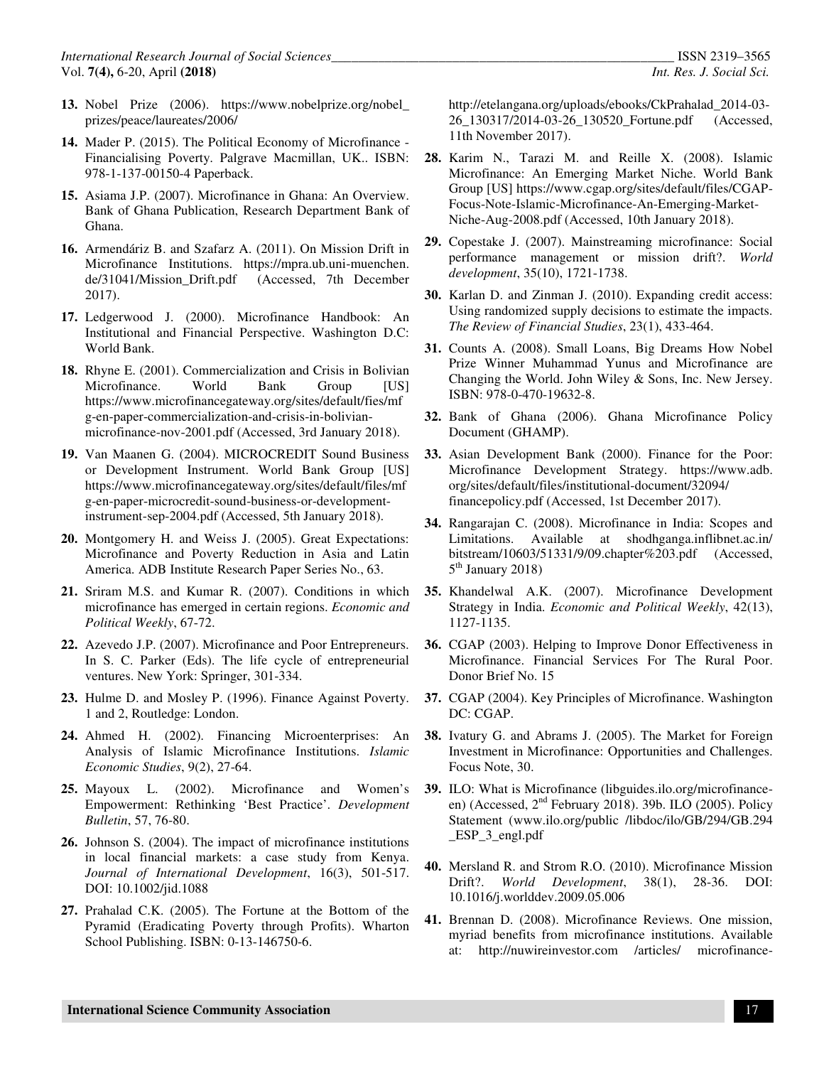13. Nobel Prize (2006). https://www.nobelprize.org/nobel_prizes/peace/laureates/2006/

14. Mader P. (2015). The Political Economy of Microfinance - Financialising Poverty. Palgrave Macmillan, UK.. ISBN: 978-1-137-00150-4 Paperback.

15. Asiama J.P. (2007). Microfinance in Ghana: An Overview. Bank of Ghana Publication, Research Department Bank of Ghana.

16. Armendáriz B. and Szafarz A. (2011). On Mission Drift in Microfinance Institutions. https://mpra.ub.uni-muenchen.de/31041/Mission_Drift.pdf (Accessed, 7th December 2017).

17. Ledgerwood J. (2000). Microfinance Handbook: An Institutional and Financial Perspective. Washington D.C: World Bank.

18. Rhyne E. (2001). Commercialization and Crisis in Bolivian Microfinance. World Bank Group [US] https://www.microfinancegateway.org/sites/default/fies/mfg-en-paper-commercialization-and-crisis-in-bolivian-microfinance-nov-2001.pdf (Accessed, 3rd January 2018).

19. Van Maanen G. (2004). MICROCREDIT Sound Business or Development Instrument. World Bank Group [US] https://www.microfinancegateway.org/sites/default/files/mfg-en-paper-microcredit-sound-business-or-development-instrument-sep-2004.pdf (Accessed, 5th January 2018).

20. Montgomery H. and Weiss J. (2005). Great Expectations: Microfinance and Poverty Reduction in Asia and Latin America. ADB Institute Research Paper Series No., 63.

21. Sriram M.S. and Kumar R. (2007). Conditions in which microfinance has emerged in certain regions. *Economic and Political Weekly*, 67-72.

22. Azevedo J.P. (2007). Microfinance and Poor Entrepreneurs. In S. C. Parker (Eds). The life cycle of entrepreneurial ventures. New York: Springer, 301-334.

23. Hulme D. and Mosley P. (1996). Finance Against Poverty. 1 and 2, Routledge: London.

24. Ahmed H. (2002). Financing Microenterprises: An Analysis of Islamic Microfinance Institutions. *Islamic Economic Studies*, 9(2), 27-64.

25. Mayoux L. (2002). Microfinance and Women's Empowerment: Rethinking 'Best Practice'. *Development Bulletin*, 57, 76-80.

26. Johnson S. (2004). The impact of microfinance institutions in local financial markets: a case study from Kenya. *Journal of International Development*, 16(3), 501-517. DOI: 10.1002/jid.1088

27. Prahalad C.K. (2005). The Fortune at the Bottom of the Pyramid (Eradicating Poverty through Profits). Wharton School Publishing. ISBN: 0-13-146750-6. http://etelangana.org/uploads/ebooks/CkPrahalad_2014-03-26_130317/2014-03-26_130520_Fortune.pdf (Accessed, 11th November 2017).

28. Karim N., Tarazi M. and Reille X. (2008). Islamic Microfinance: An Emerging Market Niche. World Bank Group [US] https://www.cgap.org/sites/default/files/CGAP-Focus-Note-Islamic-Microfinance-An-Emerging-Market-Niche-Aug-2008.pdf (Accessed, 10th January 2018).

29. Copestake J. (2007). Mainstreaming microfinance: Social performance management or mission drift?. *World development*, 35(10), 1721-1738.

30. Karlan D. and Zinman J. (2010). Expanding credit access: Using randomized supply decisions to estimate the impacts. *The Review of Financial Studies*, 23(1), 433-464.

31. Counts A. (2008). Small Loans, Big Dreams How Nobel Prize Winner Muhammad Yunus and Microfinance are Changing the World. John Wiley & Sons, Inc. New Jersey. ISBN: 978-0-470-19632-8.

32. Bank of Ghana (2006). Ghana Microfinance Policy Document (GHAMP).

33. Asian Development Bank (2000). Finance for the Poor: Microfinance Development Strategy. https://www.adb.org/sites/default/files/institutional-document/32094/financepolicy.pdf (Accessed, 1st December 2017).

34. Rangarajan C. (2008). Microfinance in India: Scopes and Limitations. Available at shodhganga.inflibnet.ac.in/bitstream/10603/51331/9/09.chapter%203.pdf (Accessed, 5th January 2018)

35. Khandelwal A.K. (2007). Microfinance Development Strategy in India. *Economic and Political Weekly*, 42(13), 1127-1135.

36. CGAP (2003). Helping to Improve Donor Effectiveness in Microfinance. Financial Services For The Rural Poor. Donor Brief No. 15

37. CGAP (2004). Key Principles of Microfinance. Washington DC: CGAP.

38. Ivatury G. and Abrams J. (2005). The Market for Foreign Investment in Microfinance: Opportunities and Challenges. Focus Note, 30.

39. ILO: What is Microfinance (libguides.ilo.org/microfinance-en) (Accessed, 2nd February 2018). 39b. ILO (2005). Policy Statement (www.ilo.org/public /libdoc/ilo/GB/294/GB.294_ESP_3_engl.pdf

40. Mersland R. and Strom R.O. (2010). Microfinance Mission Drift?. *World Development*, 38(1), 28-36. DOI: 10.1016/j.worlddev.2009.05.006

41. Brennan D. (2008). Microfinance Reviews. One mission, myriad benefits from microfinance institutions. Available at: http://nuwireinvestor.com /articles/ microfinance-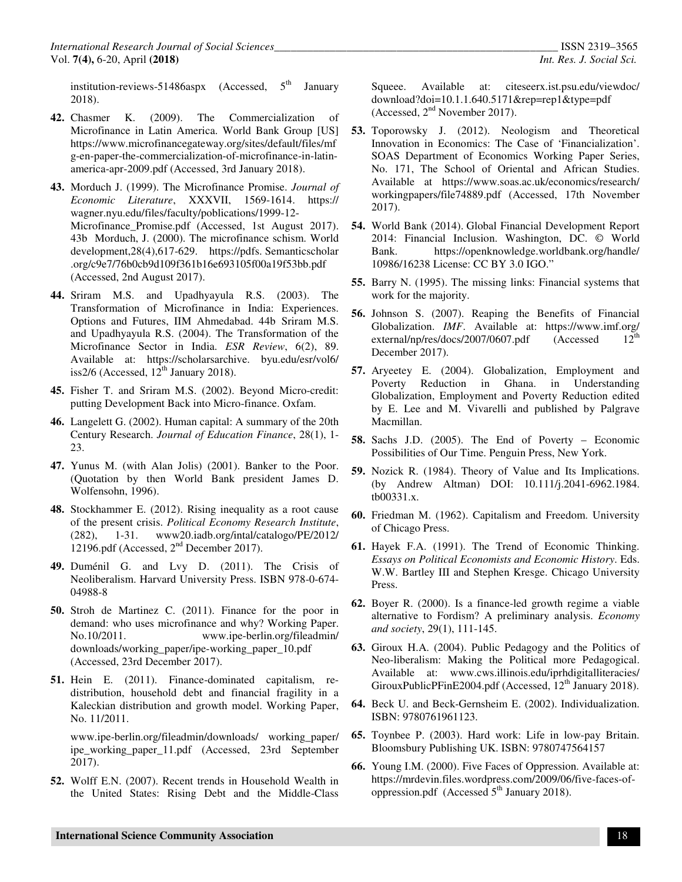institution-reviews-51486aspx (Accessed, 5th January 2018).

**42.** Chasmer K. (2009). The Commercialization of Microfinance in Latin America. World Bank Group [US] https://www.microfinancegateway.org/sites/default/files/mfg-en-paper-the-commercialization-of-microfinance-in-latin-america-apr-2009.pdf (Accessed, 3rd January 2018).

**43.** Morduch J. (1999). The Microfinance Promise. *Journal of Economic Literature*, XXXVII, 1569-1614. https://wagner.nyu.edu/files/faculty/poblications/1999-12-Microfinance_Promise.pdf (Accessed, 1st August 2017). 43b Morduch, J. (2000). The microfinance schism. World development,28(4),617-629. https://pdfs. Semanticscholar .org/c9e7/76b0cb9d109f361b16e693105f00a19f53bb.pdf (Accessed, 2nd August 2017).

**44.** Sriram M.S. and Upadhyayula R.S. (2003). The Transformation of Microfinance in India: Experiences. Options and Futures, IIM Ahmedabad. 44b Sriram M.S. and Upadhyayula R.S. (2004). The Transformation of the Microfinance Sector in India. *ESR Review*, 6(2), 89. Available at: https://scholarsarchive. byu.edu/esr/vol6/iss2/6 (Accessed, 12th January 2018).

**45.** Fisher T. and Sriram M.S. (2002). Beyond Micro-credit: putting Development Back into Micro-finance. Oxfam.

**46.** Langelett G. (2002). Human capital: A summary of the 20th Century Research. *Journal of Education Finance*, 28(1), 1-23.

**47.** Yunus M. (with Alan Jolis) (2001). Banker to the Poor. (Quotation by then World Bank president James D. Wolfensohn, 1996).

**48.** Stockhammer E. (2012). Rising inequality as a root cause of the present crisis. *Political Economy Research Institute*, (282), 1-31. www20.iadb.org/intal/catalogo/PE/2012/12196.pdf (Accessed, 2nd December 2017).

**49.** Duménil G. and Lvy D. (2011). The Crisis of Neoliberalism. Harvard University Press. ISBN 978-0-674-04988-8

**50.** Stroh de Martinez C. (2011). Finance for the poor in demand: who uses microfinance and why? Working Paper. No.10/2011. www.ipe-berlin.org/fileadmin/downloads/working_paper/ipe-working_paper_10.pdf (Accessed, 23rd December 2017).

**51.** Hein E. (2011). Finance-dominated capitalism, re-distribution, household debt and financial fragility in a Kaleckian distribution and growth model. Working Paper, No. 11/2011.

www.ipe-berlin.org/fileadmin/downloads/ working_paper/ipe_working_paper_11.pdf (Accessed, 23rd September 2017).

**52.** Wolff E.N. (2007). Recent trends in Household Wealth in the United States: Rising Debt and the Middle-Class Squeee. Available at: citeseerx.ist.psu.edu/viewdoc/download?doi=10.1.1.640.5171&rep=rep1&type=pdf (Accessed, 2nd November 2017).

**53.** Toporowsky J. (2012). Neologism and Theoretical Innovation in Economics: The Case of 'Financialization'. SOAS Department of Economics Working Paper Series, No. 171, The School of Oriental and African Studies. Available at https://www.soas.ac.uk/economics/research/workingpapers/file74889.pdf (Accessed, 17th November 2017).

**54.** World Bank (2014). Global Financial Development Report 2014: Financial Inclusion. Washington, DC. © World Bank. https://openknowledge.worldbank.org/handle/10986/16238 License: CC BY 3.0 IGO."

**55.** Barry N. (1995). The missing links: Financial systems that work for the majority.

**56.** Johnson S. (2007). Reaping the Benefits of Financial Globalization. *IMF*. Available at: https://www.imf.org/external/np/res/docs/2007/0607.pdf (Accessed 12th December 2017).

**57.** Aryeetey E. (2004). Globalization, Employment and Poverty Reduction in Ghana. in Understanding Globalization, Employment and Poverty Reduction edited by E. Lee and M. Vivarelli and published by Palgrave Macmillan.

**58.** Sachs J.D. (2005). The End of Poverty – Economic Possibilities of Our Time. Penguin Press, New York.

**59.** Nozick R. (1984). Theory of Value and Its Implications. (by Andrew Altman) DOI: 10.111/j.2041-6962.1984.tb00331.x.

**60.** Friedman M. (1962). Capitalism and Freedom. University of Chicago Press.

**61.** Hayek F.A. (1991). The Trend of Economic Thinking. *Essays on Political Economists and Economic History*. Eds. W.W. Bartley III and Stephen Kresge. Chicago University Press.

**62.** Boyer R. (2000). Is a finance-led growth regime a viable alternative to Fordism? A preliminary analysis. *Economy and society*, 29(1), 111-145.

**63.** Giroux H.A. (2004). Public Pedagogy and the Politics of Neo-liberalism: Making the Political more Pedagogical. Available at: www.cws.illinois.edu/iprhdigitalliteracies/GirouxPublicPFinE2004.pdf (Accessed, 12th January 2018).

**64.** Beck U. and Beck-Gernsheim E. (2002). Individualization. ISBN: 9780761961123.

**65.** Toynbee P. (2003). Hard work: Life in low-pay Britain. Bloomsbury Publishing UK. ISBN: 9780747564157

**66.** Young I.M. (2000). Five Faces of Oppression. Available at: https://mrdevin.files.wordpress.com/2009/06/five-faces-of-oppression.pdf (Accessed 5th January 2018).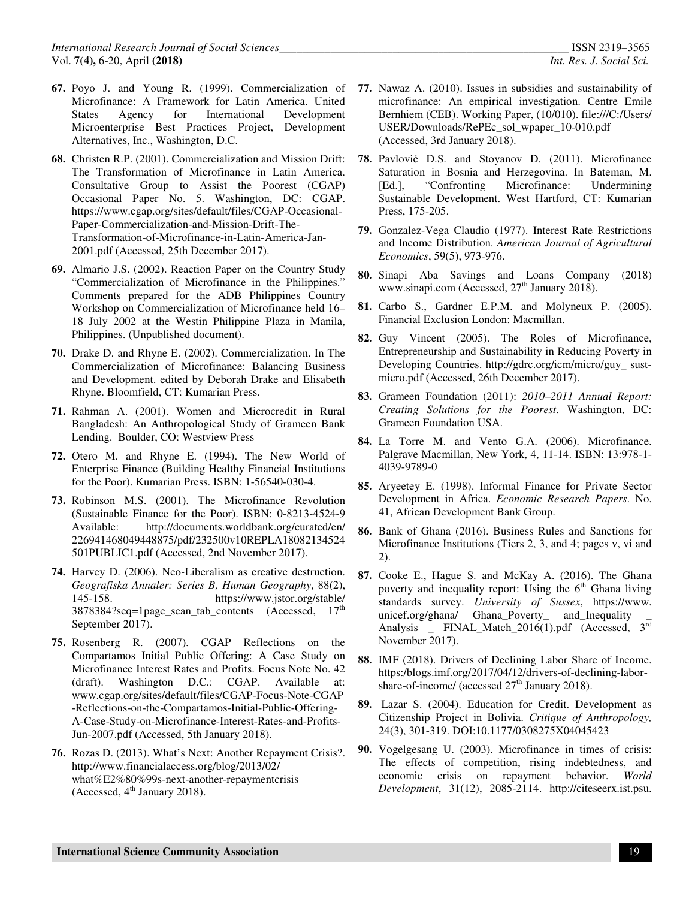**67.** Poyo J. and Young R. (1999). Commercialization of Microfinance: A Framework for Latin America. United States Agency for International Development Microenterprise Best Practices Project, Development Alternatives, Inc., Washington, D.C.

**68.** Christen R.P. (2001). Commercialization and Mission Drift: The Transformation of Microfinance in Latin America. Consultative Group to Assist the Poorest (CGAP) Occasional Paper No. 5. Washington, DC: CGAP. https://www.cgap.org/sites/default/files/CGAP-Occasional-Paper-Commercialization-and-Mission-Drift-The-Transformation-of-Microfinance-in-Latin-America-Jan-2001.pdf (Accessed, 25th December 2017).

**69.** Almario J.S. (2002). Reaction Paper on the Country Study "Commercialization of Microfinance in the Philippines." Comments prepared for the ADB Philippines Country Workshop on Commercialization of Microfinance held 16–18 July 2002 at the Westin Philippine Plaza in Manila, Philippines. (Unpublished document).

**70.** Drake D. and Rhyne E. (2002). Commercialization. In The Commercialization of Microfinance: Balancing Business and Development. edited by Deborah Drake and Elisabeth Rhyne. Bloomfield, CT: Kumarian Press.

**71.** Rahman A. (2001). Women and Microcredit in Rural Bangladesh: An Anthropological Study of Grameen Bank Lending. Boulder, CO: Westview Press

**72.** Otero M. and Rhyne E. (1994). The New World of Enterprise Finance (Building Healthy Financial Institutions for the Poor). Kumarian Press. ISBN: 1-56540-030-4.

**73.** Robinson M.S. (2001). The Microfinance Revolution (Sustainable Finance for the Poor). ISBN: 0-8213-4524-9 Available: http://documents.worldbank.org/curated/en/226941468049448875/pdf/232500v10REPLA18082134524501PUBLIC1.pdf (Accessed, 2nd November 2017).

**74.** Harvey D. (2006). Neo-Liberalism as creative destruction. *Geografiska Annaler: Series B, Human Geography*, 88(2), 145-158. https://www.jstor.org/stable/3878384?seq=1page_scan_tab_contents (Accessed, 17th September 2017).

**75.** Rosenberg R. (2007). CGAP Reflections on the Compartamos Initial Public Offering: A Case Study on Microfinance Interest Rates and Profits. Focus Note No. 42 (draft). Washington D.C.: CGAP. Available at: www.cgap.org/sites/default/files/CGAP-Focus-Note-CGAP-Reflections-on-the-Compartamos-Initial-Public-Offering-A-Case-Study-on-Microfinance-Interest-Rates-and-Profits-Jun-2007.pdf (Accessed, 5th January 2018).

**76.** Rozas D. (2013). What's Next: Another Repayment Crisis?. http://www.financialaccess.org/blog/2013/02/what%E2%80%99s-next-another-repaymentcrisis (Accessed, 4th January 2018).

**77.** Nawaz A. (2010). Issues in subsidies and sustainability of microfinance: An empirical investigation. Centre Emile Bernhiem (CEB). Working Paper, (10/010). file:///C:/Users/USER/Downloads/RePEc_sol_wpaper_10-010.pdf (Accessed, 3rd January 2018).

**78.** Pavlović D.S. and Stoyanov D. (2011). Microfinance Saturation in Bosnia and Herzegovina. In Bateman, M. [Ed.], "Confronting Microfinance: Undermining Sustainable Development. West Hartford, CT: Kumarian Press, 175-205.

**79.** Gonzalez-Vega Claudio (1977). Interest Rate Restrictions and Income Distribution. *American Journal of Agricultural Economics*, 59(5), 973-976.

**80.** Sinapi Aba Savings and Loans Company (2018) www.sinapi.com (Accessed, 27th January 2018).

**81.** Carbo S., Gardner E.P.M. and Molyneux P. (2005). Financial Exclusion London: Macmillan.

**82.** Guy Vincent (2005). The Roles of Microfinance, Entrepreneurship and Sustainability in Reducing Poverty in Developing Countries. http://gdrc.org/icm/micro/guy_ sust-micro.pdf (Accessed, 26th December 2017).

**83.** Grameen Foundation (2011): *2010–2011 Annual Report: Creating Solutions for the Poorest*. Washington, DC: Grameen Foundation USA.

**84.** La Torre M. and Vento G.A. (2006). Microfinance. Palgrave Macmillan, New York, 4, 11-14. ISBN: 13:978-1-4039-9789-0

**85.** Aryeetey E. (1998). Informal Finance for Private Sector Development in Africa. *Economic Research Papers*. No. 41, African Development Bank Group.

**86.** Bank of Ghana (2016). Business Rules and Sanctions for Microfinance Institutions (Tiers 2, 3, and 4; pages v, vi and 2).

**87.** Cooke E., Hague S. and McKay A. (2016). The Ghana poverty and inequality report: Using the 6th Ghana living standards survey. *University of Sussex*, https://www.unicef.org/ghana/ Ghana_Poverty_ and_Inequality _ Analysis _ FINAL_Match_2016(1).pdf (Accessed, 3rd November 2017).

**88.** IMF (2018). Drivers of Declining Labor Share of Income. https:/blogs.imf.org/2017/04/12/drivers-of-declining-labor-share-of-income/ (accessed 27th January 2018).

**89.** Lazar S. (2004). Education for Credit. Development as Citizenship Project in Bolivia. *Critique of Anthropology,* 24(3), 301-319. DOI:10.1177/0308275X04045423

**90.** Vogelgesang U. (2003). Microfinance in times of crisis: The effects of competition, rising indebtedness, and economic crisis on repayment behavior. *World Development*, 31(12), 2085-2114. http://citeseerx.ist.psu.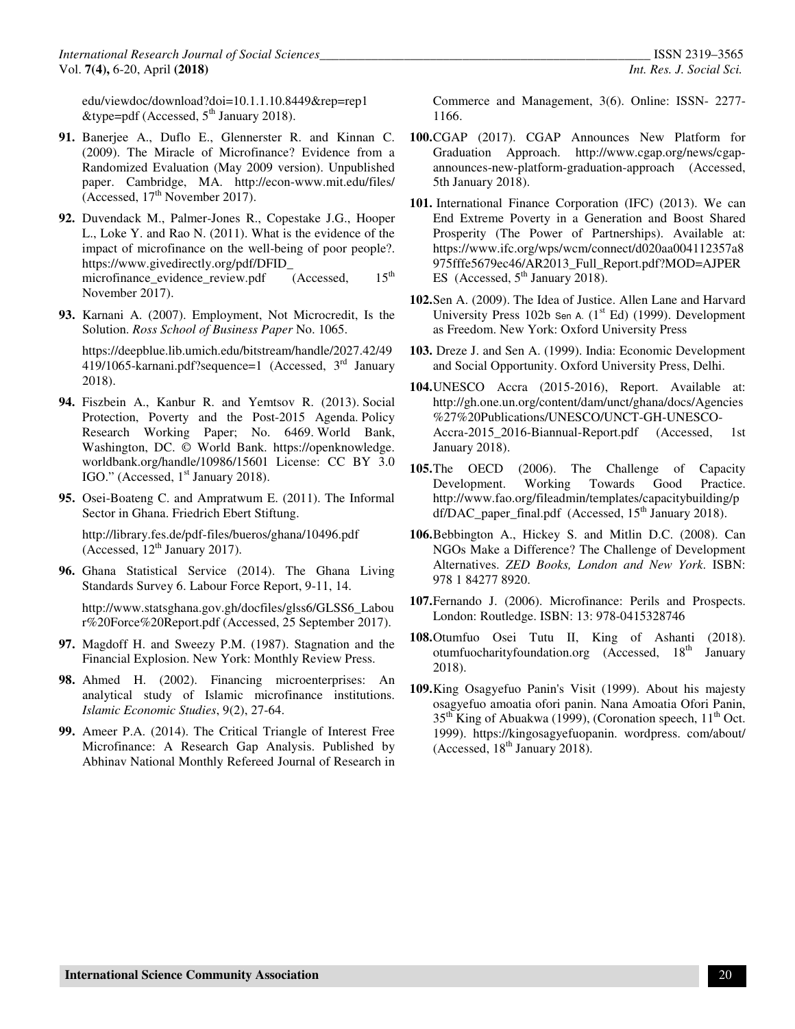edu/viewdoc/download?doi=10.1.1.10.8449&rep=rep1 &type=pdf (Accessed, 5th January 2018).

**91.** Banerjee A., Duflo E., Glennerster R. and Kinnan C. (2009). The Miracle of Microfinance? Evidence from a Randomized Evaluation (May 2009 version). Unpublished paper. Cambridge, MA. http://econ-www.mit.edu/files/ (Accessed, 17th November 2017).

**92.** Duvendack M., Palmer-Jones R., Copestake J.G., Hooper L., Loke Y. and Rao N. (2011). What is the evidence of the impact of microfinance on the well-being of poor people?. https://www.givedirectly.org/pdf/DFID_ microfinance_evidence_review.pdf (Accessed, 15th November 2017).

**93.** Karnani A. (2007). Employment, Not Microcredit, Is the Solution. *Ross School of Business Paper* No. 1065.

https://deepblue.lib.umich.edu/bitstream/handle/2027.42/49419/1065-karnani.pdf?sequence=1 (Accessed, 3rd January 2018).

**94.** Fiszbein A., Kanbur R. and Yemtsov R. (2013). Social Protection, Poverty and the Post-2015 Agenda. Policy Research Working Paper; No. 6469. World Bank, Washington, DC. © World Bank. https://openknowledge. worldbank.org/handle/10986/15601 License: CC BY 3.0 IGO." (Accessed, 1st January 2018).

**95.** Osei-Boateng C. and Ampratwum E. (2011). The Informal Sector in Ghana. Friedrich Ebert Stiftung.

http://library.fes.de/pdf-files/bueros/ghana/10496.pdf (Accessed, 12th January 2017).

**96.** Ghana Statistical Service (2014). The Ghana Living Standards Survey 6. Labour Force Report, 9-11, 14.

http://www.statsghana.gov.gh/docfiles/glss6/GLSS6_Labour%20Force%20Report.pdf (Accessed, 25 September 2017).

**97.** Magdoff H. and Sweezy P.M. (1987). Stagnation and the Financial Explosion. New York: Monthly Review Press.

**98.** Ahmed H. (2002). Financing microenterprises: An analytical study of Islamic microfinance institutions. *Islamic Economic Studies*, 9(2), 27-64.

**99.** Ameer P.A. (2014). The Critical Triangle of Interest Free Microfinance: A Research Gap Analysis. Published by Abhinav National Monthly Refereed Journal of Research in Commerce and Management, 3(6). Online: ISSN- 2277-1166.

**100.** CGAP (2017). CGAP Announces New Platform for Graduation Approach. http://www.cgap.org/news/cgap-announces-new-platform-graduation-approach (Accessed, 5th January 2018).

**101.** International Finance Corporation (IFC) (2013). We can End Extreme Poverty in a Generation and Boost Shared Prosperity (The Power of Partnerships). Available at: https://www.ifc.org/wps/wcm/connect/d020aa004112357a8975fffe5679ec46/AR2013_Full_Report.pdf?MOD=AJPERES (Accessed, 5th January 2018).

**102.** Sen A. (2009). The Idea of Justice. Allen Lane and Harvard University Press 102b Sen A. (1st Ed) (1999). Development as Freedom. New York: Oxford University Press

**103.** Dreze J. and Sen A. (1999). India: Economic Development and Social Opportunity. Oxford University Press, Delhi.

**104.** UNESCO Accra (2015-2016), Report. Available at: http://gh.one.un.org/content/dam/unct/ghana/docs/Agencies%27%20Publications/UNESCO/UNCT-GH-UNESCO-Accra-2015_2016-Biannual-Report.pdf (Accessed, 1st January 2018).

**105.** The OECD (2006). The Challenge of Capacity Development. Working Towards Good Practice. http://www.fao.org/fileadmin/templates/capacitybuilding/pdf/DAC_paper_final.pdf (Accessed, 15th January 2018).

**106.** Bebbington A., Hickey S. and Mitlin D.C. (2008). Can NGOs Make a Difference? The Challenge of Development Alternatives. *ZED Books, London and New York*. ISBN: 978 1 84277 8920.

**107.** Fernando J. (2006). Microfinance: Perils and Prospects. London: Routledge. ISBN: 13: 978-0415328746

**108.** Otumfuo Osei Tutu II, King of Ashanti (2018). otumfuocharityfoundation.org (Accessed, 18th January 2018).

**109.** King Osagyefuo Panin's Visit (1999). About his majesty osagyefuo amoatia ofori panin. Nana Amoatia Ofori Panin, 35th King of Abuakwa (1999), (Coronation speech, 11th Oct. 1999). https://kingosagyefuopanin. wordpress. com/about/ (Accessed, 18th January 2018).